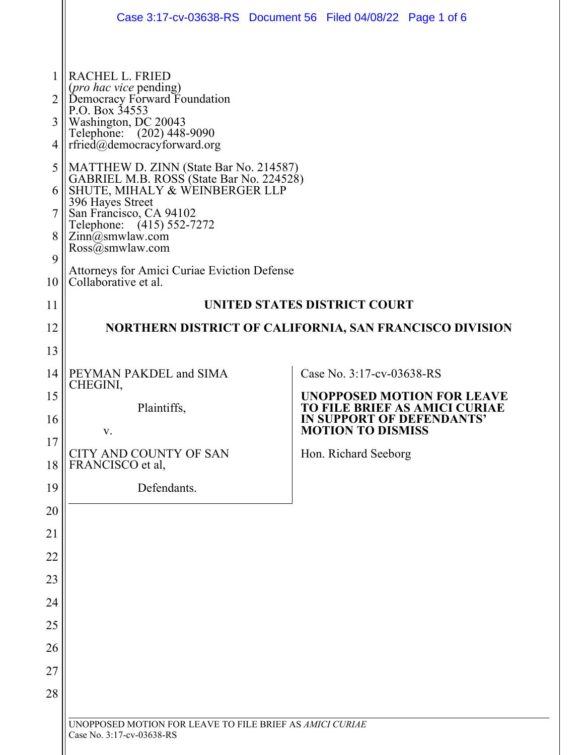RACHEL L. FRIED
(*pro hac vice* pending)
Democracy Forward Foundation
P.O. Box 34553
Washington, DC 20043
Telephone: (202) 448-9090
rfried@democracyforward.org

MATTHEW D. ZINN (State Bar No. 214587)
GABRIEL M.B. ROSS (State Bar No. 224528)
SHUTE, MIHALY & WEINBERGER LLP
396 Hayes Street
San Francisco, CA 94102
Telephone: (415) 552-7272
Zinn@smwlaw.com
Ross@smwlaw.com

Attorneys for Amici Curiae Eviction Defense Collaborative et al.

**UNITED STATES DISTRICT COURT**

**NORTHERN DISTRICT OF CALIFORNIA, SAN FRANCISCO DIVISION**

| | |
|---|---|
| PEYMAN PAKDEL and SIMA CHEGINI,<br><br>Plaintiffs,<br><br>v.<br><br>CITY AND COUNTY OF SAN FRANCISCO et al,<br><br>Defendants. | Case No. 3:17-cv-03638-RS<br><br>**UNOPPOSED MOTION FOR LEAVE TO FILE BRIEF AS AMICI CURIAE IN SUPPORT OF DEFENDANTS' MOTION TO DISMISS**<br><br>Hon. Richard Seeborg |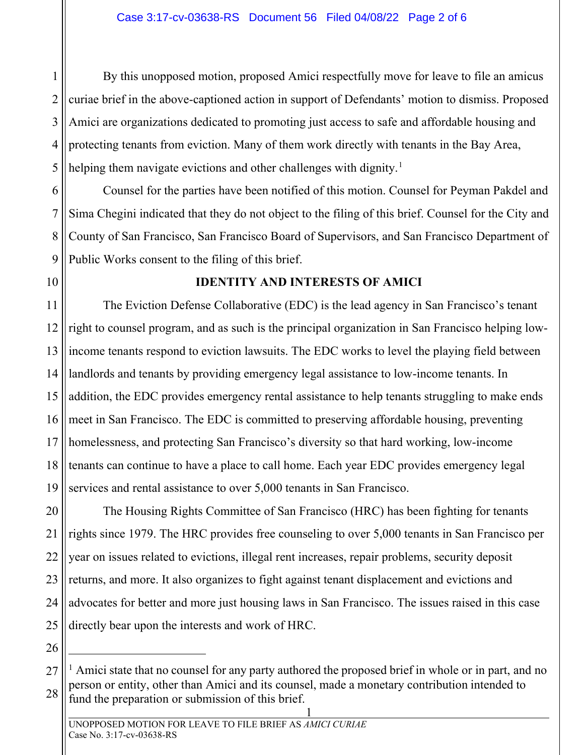By this unopposed motion, proposed Amici respectfully move for leave to file an amicus curiae brief in the above-captioned action in support of Defendants' motion to dismiss. Proposed Amici are organizations dedicated to promoting just access to safe and affordable housing and protecting tenants from eviction. Many of them work directly with tenants in the Bay Area, helping them navigate evictions and other challenges with dignity.[1]

Counsel for the parties have been notified of this motion. Counsel for Peyman Pakdel and Sima Chegini indicated that they do not object to the filing of this brief. Counsel for the City and County of San Francisco, San Francisco Board of Supervisors, and San Francisco Department of Public Works consent to the filing of this brief.

## IDENTITY AND INTERESTS OF AMICI

The Eviction Defense Collaborative (EDC) is the lead agency in San Francisco's tenant right to counsel program, and as such is the principal organization in San Francisco helping low-income tenants respond to eviction lawsuits. The EDC works to level the playing field between landlords and tenants by providing emergency legal assistance to low-income tenants. In addition, the EDC provides emergency rental assistance to help tenants struggling to make ends meet in San Francisco. The EDC is committed to preserving affordable housing, preventing homelessness, and protecting San Francisco's diversity so that hard working, low-income tenants can continue to have a place to call home. Each year EDC provides emergency legal services and rental assistance to over 5,000 tenants in San Francisco.

The Housing Rights Committee of San Francisco (HRC) has been fighting for tenants rights since 1979. The HRC provides free counseling to over 5,000 tenants in San Francisco per year on issues related to evictions, illegal rent increases, repair problems, security deposit returns, and more. It also organizes to fight against tenant displacement and evictions and advocates for better and more just housing laws in San Francisco. The issues raised in this case directly bear upon the interests and work of HRC.

---

[1] Amici state that no counsel for any party authored the proposed brief in whole or in part, and no person or entity, other than Amici and its counsel, made a monetary contribution intended to fund the preparation or submission of this brief.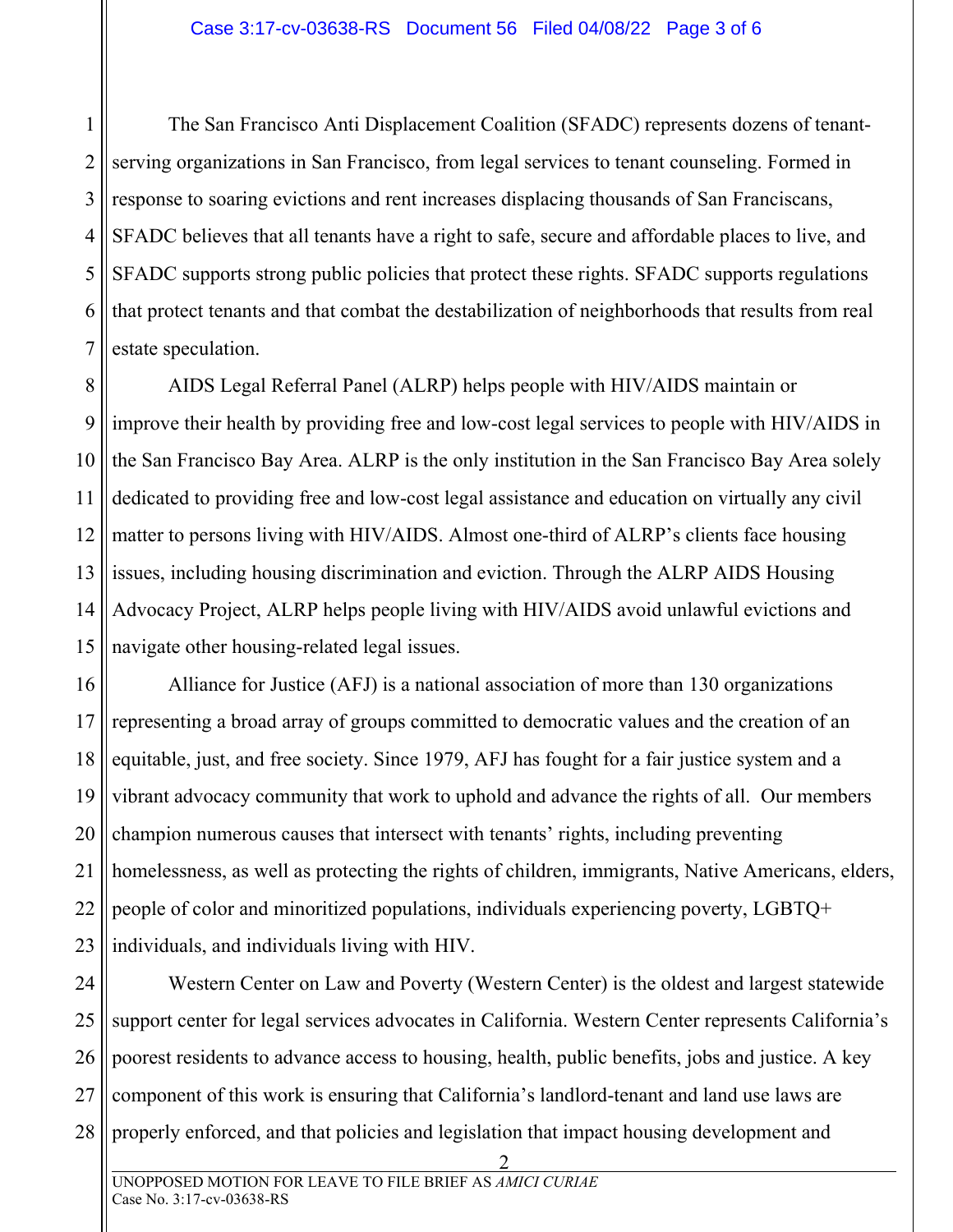The San Francisco Anti Displacement Coalition (SFADC) represents dozens of tenant-serving organizations in San Francisco, from legal services to tenant counseling. Formed in response to soaring evictions and rent increases displacing thousands of San Franciscans, SFADC believes that all tenants have a right to safe, secure and affordable places to live, and SFADC supports strong public policies that protect these rights. SFADC supports regulations that protect tenants and that combat the destabilization of neighborhoods that results from real estate speculation.

AIDS Legal Referral Panel (ALRP) helps people with HIV/AIDS maintain or improve their health by providing free and low-cost legal services to people with HIV/AIDS in the San Francisco Bay Area. ALRP is the only institution in the San Francisco Bay Area solely dedicated to providing free and low-cost legal assistance and education on virtually any civil matter to persons living with HIV/AIDS. Almost one-third of ALRP's clients face housing issues, including housing discrimination and eviction. Through the ALRP AIDS Housing Advocacy Project, ALRP helps people living with HIV/AIDS avoid unlawful evictions and navigate other housing-related legal issues.

Alliance for Justice (AFJ) is a national association of more than 130 organizations representing a broad array of groups committed to democratic values and the creation of an equitable, just, and free society. Since 1979, AFJ has fought for a fair justice system and a vibrant advocacy community that work to uphold and advance the rights of all. Our members champion numerous causes that intersect with tenants' rights, including preventing homelessness, as well as protecting the rights of children, immigrants, Native Americans, elders, people of color and minoritized populations, individuals experiencing poverty, LGBTQ+ individuals, and individuals living with HIV.

Western Center on Law and Poverty (Western Center) is the oldest and largest statewide support center for legal services advocates in California. Western Center represents California's poorest residents to advance access to housing, health, public benefits, jobs and justice. A key component of this work is ensuring that California's landlord-tenant and land use laws are properly enforced, and that policies and legislation that impact housing development and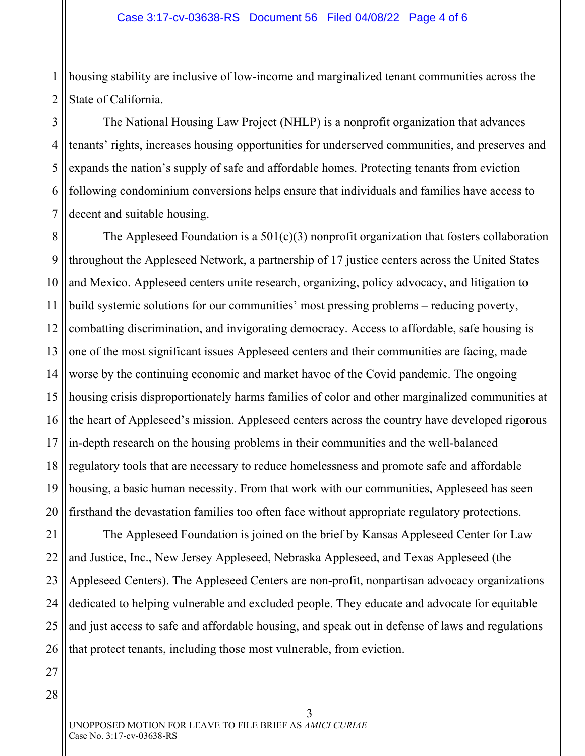housing stability are inclusive of low-income and marginalized tenant communities across the State of California.

The National Housing Law Project (NHLP) is a nonprofit organization that advances tenants' rights, increases housing opportunities for underserved communities, and preserves and expands the nation's supply of safe and affordable homes. Protecting tenants from eviction following condominium conversions helps ensure that individuals and families have access to decent and suitable housing.

The Appleseed Foundation is a 501(c)(3) nonprofit organization that fosters collaboration throughout the Appleseed Network, a partnership of 17 justice centers across the United States and Mexico. Appleseed centers unite research, organizing, policy advocacy, and litigation to build systemic solutions for our communities' most pressing problems – reducing poverty, combatting discrimination, and invigorating democracy. Access to affordable, safe housing is one of the most significant issues Appleseed centers and their communities are facing, made worse by the continuing economic and market havoc of the Covid pandemic. The ongoing housing crisis disproportionately harms families of color and other marginalized communities at the heart of Appleseed's mission. Appleseed centers across the country have developed rigorous in-depth research on the housing problems in their communities and the well-balanced regulatory tools that are necessary to reduce homelessness and promote safe and affordable housing, a basic human necessity. From that work with our communities, Appleseed has seen firsthand the devastation families too often face without appropriate regulatory protections.

The Appleseed Foundation is joined on the brief by Kansas Appleseed Center for Law and Justice, Inc., New Jersey Appleseed, Nebraska Appleseed, and Texas Appleseed (the Appleseed Centers). The Appleseed Centers are non-profit, nonpartisan advocacy organizations dedicated to helping vulnerable and excluded people. They educate and advocate for equitable and just access to safe and affordable housing, and speak out in defense of laws and regulations that protect tenants, including those most vulnerable, from eviction.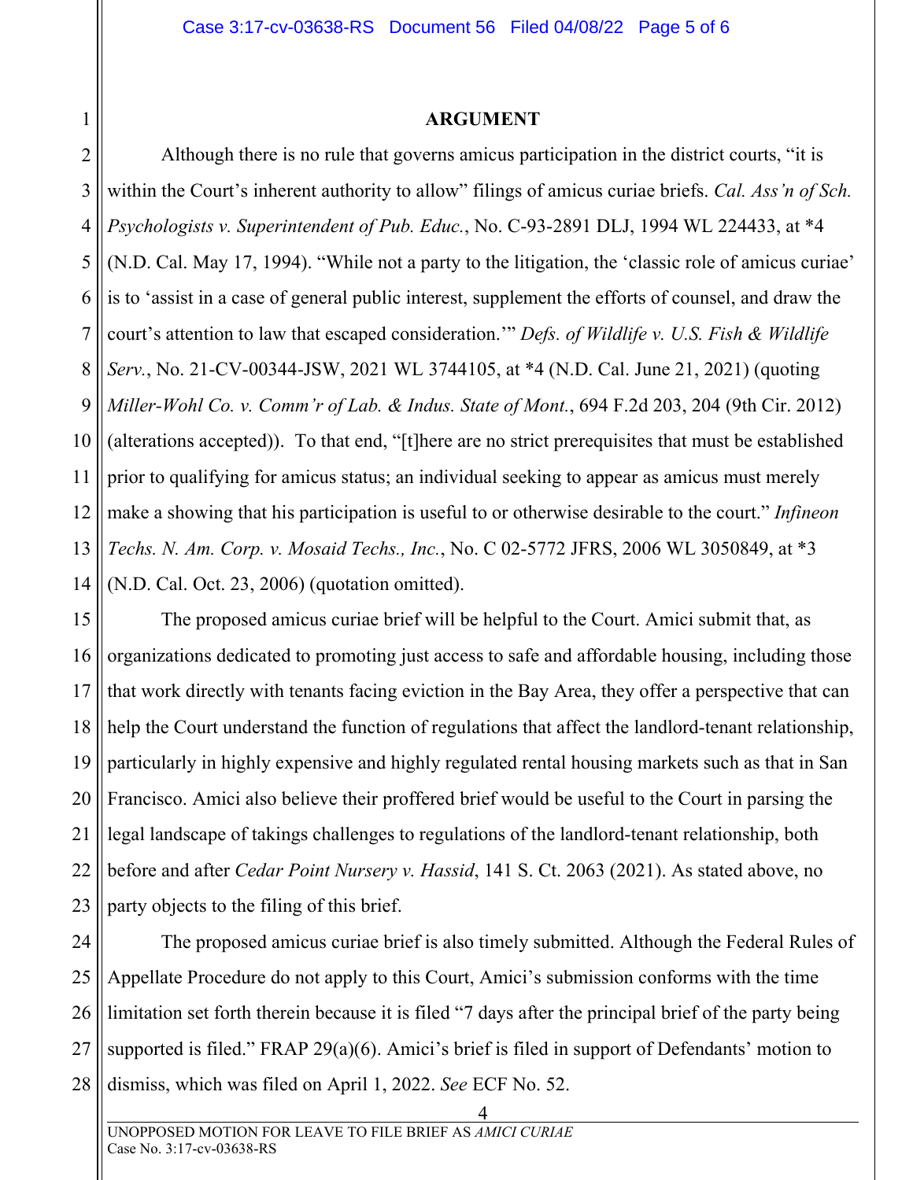## ARGUMENT

Although there is no rule that governs amicus participation in the district courts, "it is within the Court's inherent authority to allow" filings of amicus curiae briefs. *Cal. Ass'n of Sch. Psychologists v. Superintendent of Pub. Educ.*, No. C-93-2891 DLJ, 1994 WL 224433, at *4 (N.D. Cal. May 17, 1994). "While not a party to the litigation, the 'classic role of amicus curiae' is to 'assist in a case of general public interest, supplement the efforts of counsel, and draw the court's attention to law that escaped consideration.'" *Defs. of Wildlife v. U.S. Fish & Wildlife Serv.*, No. 21-CV-00344-JSW, 2021 WL 3744105, at *4 (N.D. Cal. June 21, 2021) (quoting *Miller-Wohl Co. v. Comm'r of Lab. & Indus. State of Mont.*, 694 F.2d 203, 204 (9th Cir. 2012) (alterations accepted)). To that end, "[t]here are no strict prerequisites that must be established prior to qualifying for amicus status; an individual seeking to appear as amicus must merely make a showing that his participation is useful to or otherwise desirable to the court." *Infineon Techs. N. Am. Corp. v. Mosaid Techs., Inc.*, No. C 02-5772 JFRS, 2006 WL 3050849, at *3 (N.D. Cal. Oct. 23, 2006) (quotation omitted).

The proposed amicus curiae brief will be helpful to the Court. Amici submit that, as organizations dedicated to promoting just access to safe and affordable housing, including those that work directly with tenants facing eviction in the Bay Area, they offer a perspective that can help the Court understand the function of regulations that affect the landlord-tenant relationship, particularly in highly expensive and highly regulated rental housing markets such as that in San Francisco. Amici also believe their proffered brief would be useful to the Court in parsing the legal landscape of takings challenges to regulations of the landlord-tenant relationship, both before and after *Cedar Point Nursery v. Hassid*, 141 S. Ct. 2063 (2021). As stated above, no party objects to the filing of this brief.

The proposed amicus curiae brief is also timely submitted. Although the Federal Rules of Appellate Procedure do not apply to this Court, Amici's submission conforms with the time limitation set forth therein because it is filed "7 days after the principal brief of the party being supported is filed." FRAP 29(a)(6). Amici's brief is filed in support of Defendants' motion to dismiss, which was filed on April 1, 2022. *See* ECF No. 52.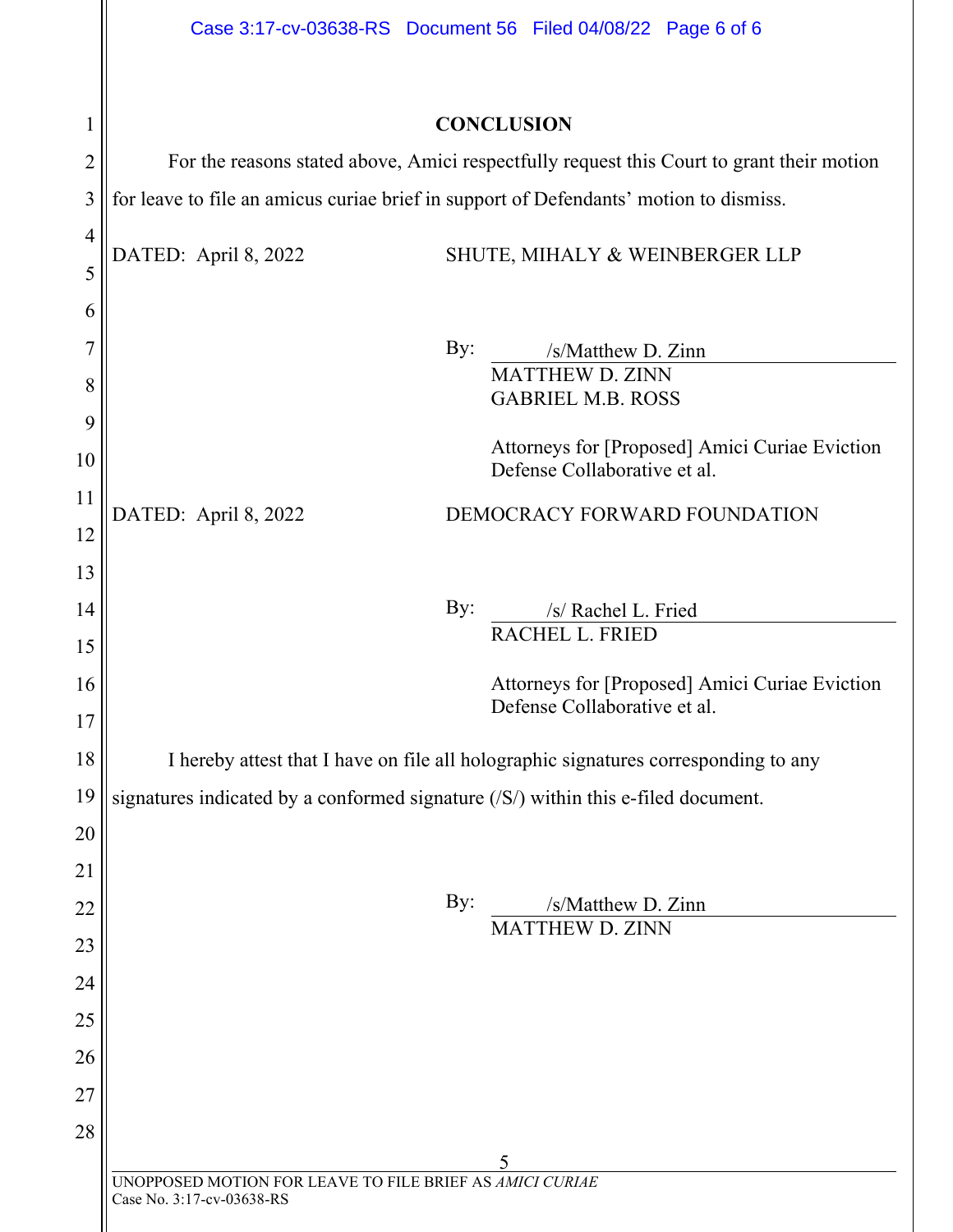## CONCLUSION

For the reasons stated above, Amici respectfully request this Court to grant their motion for leave to file an amicus curiae brief in support of Defendants' motion to dismiss.

DATED: April 8, 2022

SHUTE, MIHALY & WEINBERGER LLP

By: /s/Matthew D. Zinn
MATTHEW D. ZINN
GABRIEL M.B. ROSS

Attorneys for [Proposed] Amici Curiae Eviction Defense Collaborative et al.

DATED: April 8, 2022

DEMOCRACY FORWARD FOUNDATION

By: /s/ Rachel L. Fried
RACHEL L. FRIED

Attorneys for [Proposed] Amici Curiae Eviction Defense Collaborative et al.

I hereby attest that I have on file all holographic signatures corresponding to any signatures indicated by a conformed signature (/S/) within this e-filed document.

By: /s/Matthew D. Zinn
MATTHEW D. ZINN

UNOPPOSED MOTION FOR LEAVE TO FILE BRIEF AS *AMICI CURIAE*
Case No. 3:17-cv-03638-RS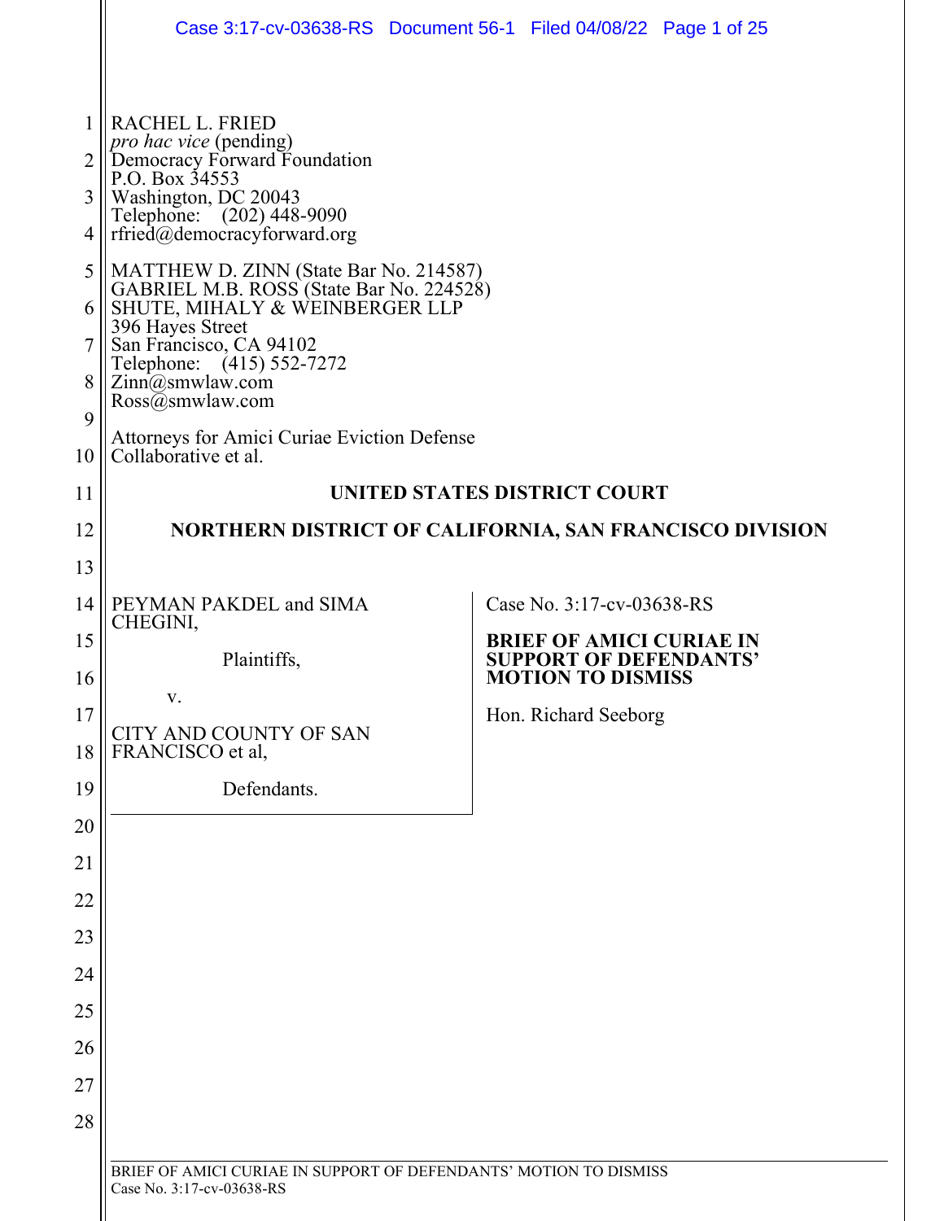RACHEL L. FRIED
*pro hac vice* (pending)
Democracy Forward Foundation
P.O. Box 34553
Washington, DC 20043
Telephone: (202) 448-9090
rfried@democracyforward.org

MATTHEW D. ZINN (State Bar No. 214587)
GABRIEL M.B. ROSS (State Bar No. 224528)
SHUTE, MIHALY & WEINBERGER LLP
396 Hayes Street
San Francisco, CA 94102
Telephone: (415) 552-7272
Zinn@smwlaw.com
Ross@smwlaw.com

Attorneys for Amici Curiae Eviction Defense Collaborative et al.

**UNITED STATES DISTRICT COURT**

**NORTHERN DISTRICT OF CALIFORNIA, SAN FRANCISCO DIVISION**

| | |
|---|---|
| PEYMAN PAKDEL and SIMA CHEGINI,<br><br>Plaintiffs,<br><br>v.<br><br>CITY AND COUNTY OF SAN FRANCISCO et al,<br><br>Defendants. | Case No. 3:17-cv-03638-RS<br><br>**BRIEF OF AMICI CURIAE IN SUPPORT OF DEFENDANTS' MOTION TO DISMISS**<br><br>Hon. Richard Seeborg |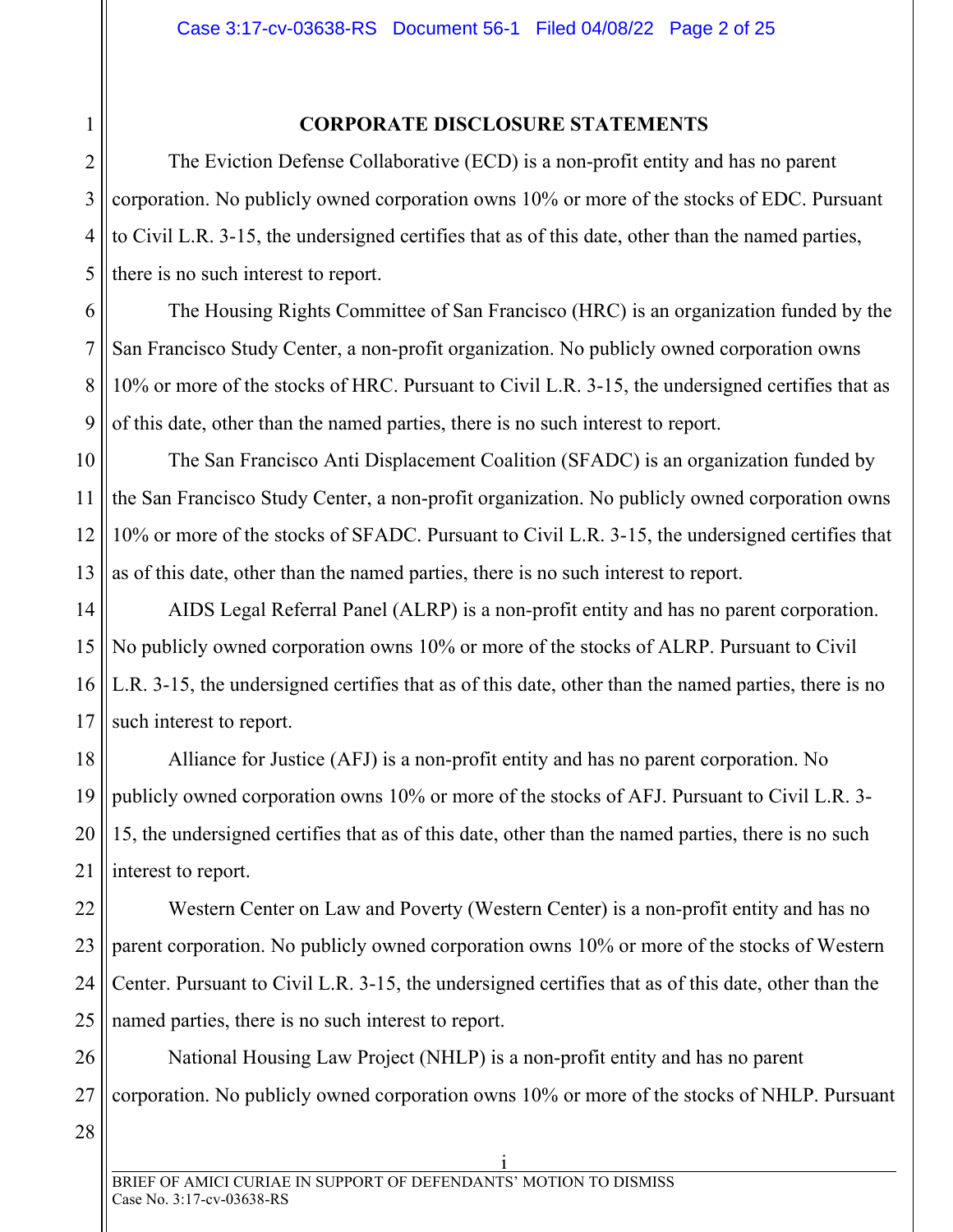## CORPORATE DISCLOSURE STATEMENTS

The Eviction Defense Collaborative (ECD) is a non-profit entity and has no parent corporation. No publicly owned corporation owns 10% or more of the stocks of EDC. Pursuant to Civil L.R. 3-15, the undersigned certifies that as of this date, other than the named parties, there is no such interest to report.

The Housing Rights Committee of San Francisco (HRC) is an organization funded by the San Francisco Study Center, a non-profit organization. No publicly owned corporation owns 10% or more of the stocks of HRC. Pursuant to Civil L.R. 3-15, the undersigned certifies that as of this date, other than the named parties, there is no such interest to report.

The San Francisco Anti Displacement Coalition (SFADC) is an organization funded by the San Francisco Study Center, a non-profit organization. No publicly owned corporation owns 10% or more of the stocks of SFADC. Pursuant to Civil L.R. 3-15, the undersigned certifies that as of this date, other than the named parties, there is no such interest to report.

AIDS Legal Referral Panel (ALRP) is a non-profit entity and has no parent corporation. No publicly owned corporation owns 10% or more of the stocks of ALRP. Pursuant to Civil L.R. 3-15, the undersigned certifies that as of this date, other than the named parties, there is no such interest to report.

Alliance for Justice (AFJ) is a non-profit entity and has no parent corporation. No publicly owned corporation owns 10% or more of the stocks of AFJ. Pursuant to Civil L.R. 3-15, the undersigned certifies that as of this date, other than the named parties, there is no such interest to report.

Western Center on Law and Poverty (Western Center) is a non-profit entity and has no parent corporation. No publicly owned corporation owns 10% or more of the stocks of Western Center. Pursuant to Civil L.R. 3-15, the undersigned certifies that as of this date, other than the named parties, there is no such interest to report.

National Housing Law Project (NHLP) is a non-profit entity and has no parent corporation. No publicly owned corporation owns 10% or more of the stocks of NHLP. Pursuant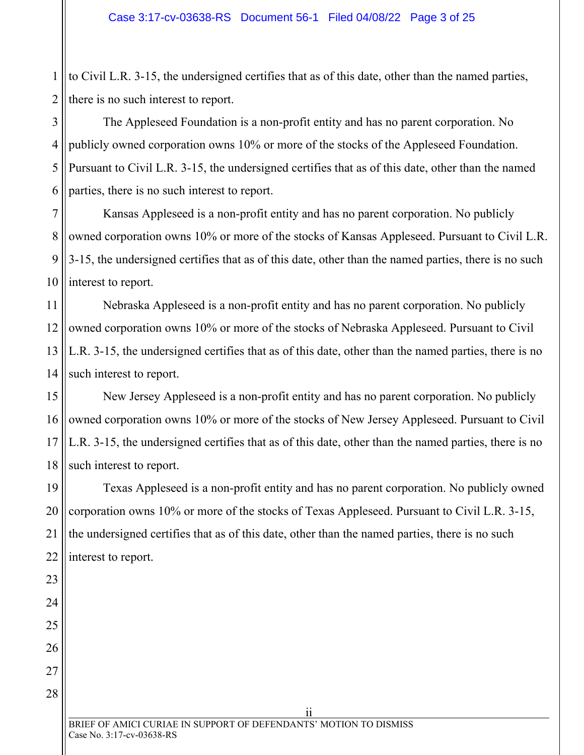to Civil L.R. 3-15, the undersigned certifies that as of this date, other than the named parties, there is no such interest to report.

The Appleseed Foundation is a non-profit entity and has no parent corporation. No publicly owned corporation owns 10% or more of the stocks of the Appleseed Foundation. Pursuant to Civil L.R. 3-15, the undersigned certifies that as of this date, other than the named parties, there is no such interest to report.

Kansas Appleseed is a non-profit entity and has no parent corporation. No publicly owned corporation owns 10% or more of the stocks of Kansas Appleseed. Pursuant to Civil L.R. 3-15, the undersigned certifies that as of this date, other than the named parties, there is no such interest to report.

Nebraska Appleseed is a non-profit entity and has no parent corporation. No publicly owned corporation owns 10% or more of the stocks of Nebraska Appleseed. Pursuant to Civil L.R. 3-15, the undersigned certifies that as of this date, other than the named parties, there is no such interest to report.

New Jersey Appleseed is a non-profit entity and has no parent corporation. No publicly owned corporation owns 10% or more of the stocks of New Jersey Appleseed. Pursuant to Civil L.R. 3-15, the undersigned certifies that as of this date, other than the named parties, there is no such interest to report.

Texas Appleseed is a non-profit entity and has no parent corporation. No publicly owned corporation owns 10% or more of the stocks of Texas Appleseed. Pursuant to Civil L.R. 3-15, the undersigned certifies that as of this date, other than the named parties, there is no such interest to report.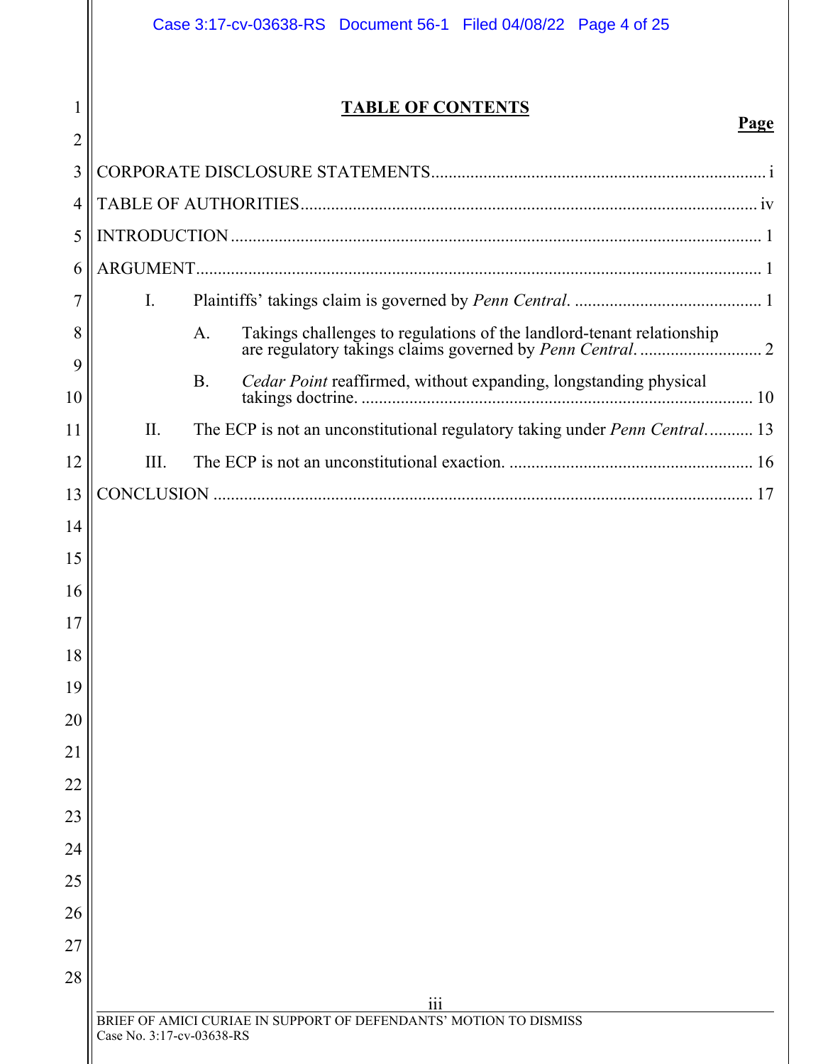# TABLE OF CONTENTS

| | Page |
|---|---|
| CORPORATE DISCLOSURE STATEMENTS | i |
| TABLE OF AUTHORITIES | iv |
| INTRODUCTION | 1 |
| ARGUMENT | 1 |
| I. Plaintiffs' takings claim is governed by *Penn Central*. | 1 |
| A. Takings challenges to regulations of the landlord-tenant relationship are regulatory takings claims governed by *Penn Central*. | 2 |
| B. *Cedar Point* reaffirmed, without expanding, longstanding physical takings doctrine. | 10 |
| II. The ECP is not an unconstitutional regulatory taking under *Penn Central*. | 13 |
| III. The ECP is not an unconstitutional exaction. | 16 |
| CONCLUSION | 17 |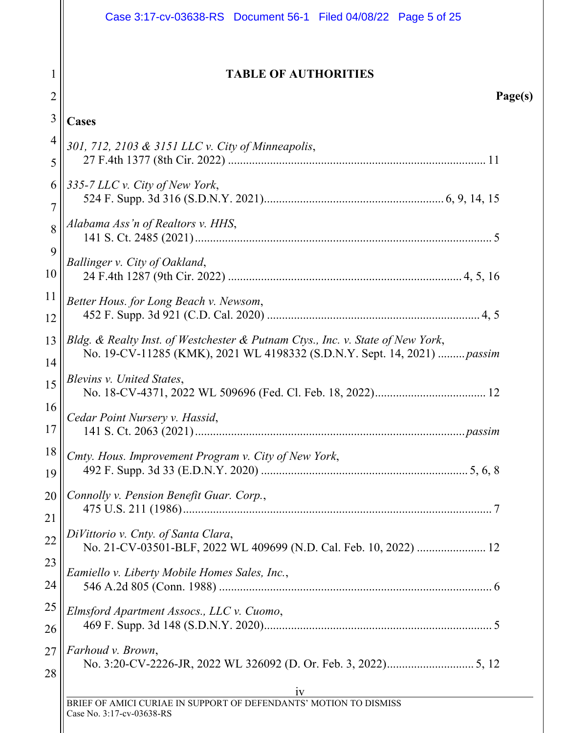# TABLE OF AUTHORITIES

**Page(s)**

**Cases**

*301, 712, 2103 & 3151 LLC v. City of Minneapolis*,
27 F.4th 1377 (8th Cir. 2022) ..................................................... 11

*335-7 LLC v. City of New York*,
524 F. Supp. 3d 316 (S.D.N.Y. 2021)............................................ 6, 9, 14, 15

*Alabama Ass'n of Realtors v. HHS*,
141 S. Ct. 2485 (2021)............................................................... 5

*Ballinger v. City of Oakland*,
24 F.4th 1287 (9th Cir. 2022) ..................................................... 4, 5, 16

*Better Hous. for Long Beach v. Newsom*,
452 F. Supp. 3d 921 (C.D. Cal. 2020) ........................................... 4, 5

*Bldg. & Realty Inst. of Westchester & Putnam Ctys., Inc. v. State of New York*,
No. 19-CV-11285 (KMK), 2021 WL 4198332 (S.D.N.Y. Sept. 14, 2021) .........*passim*

*Blevins v. United States*,
No. 18-CV-4371, 2022 WL 509696 (Fed. Cl. Feb. 18, 2022)..................... 12

*Cedar Point Nursery v. Hassid*,
141 S. Ct. 2063 (2021).............................................................*passim*

*Cmty. Hous. Improvement Program v. City of New York*,
492 F. Supp. 3d 33 (E.D.N.Y. 2020) ............................................. 5, 6, 8

*Connolly v. Pension Benefit Guar. Corp.*,
475 U.S. 211 (1986)................................................................. 7

*DiVittorio v. Cnty. of Santa Clara*,
No. 21-CV-03501-BLF, 2022 WL 409699 (N.D. Cal. Feb. 10, 2022) ...................... 12

*Eamiello v. Liberty Mobile Homes Sales, Inc.*,
546 A.2d 805 (Conn. 1988) ........................................................ 6

*Elmsford Apartment Assocs., LLC v. Cuomo*,
469 F. Supp. 3d 148 (S.D.N.Y. 2020)............................................ 5

*Farhoud v. Brown*,
No. 3:20-CV-2226-JR, 2022 WL 326092 (D. Or. Feb. 3, 2022)........................... 5, 12

BRIEF OF AMICI CURIAE IN SUPPORT OF DEFENDANTS' MOTION TO DISMISS
Case No. 3:17-cv-03638-RS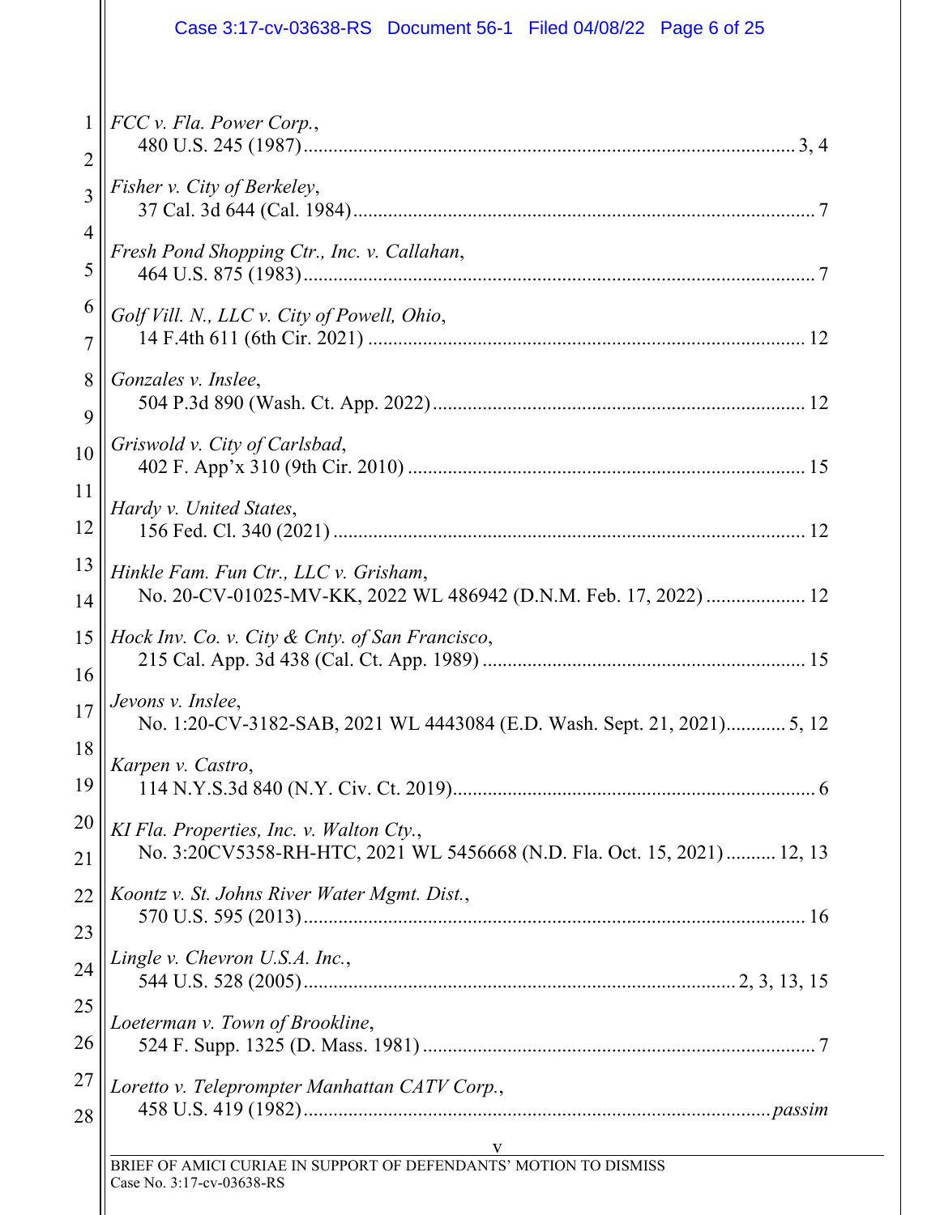*FCC v. Fla. Power Corp.*,
480 U.S. 245 (1987) .......... 3, 4

*Fisher v. City of Berkeley*,
37 Cal. 3d 644 (Cal. 1984) .......... 7

*Fresh Pond Shopping Ctr., Inc. v. Callahan*,
464 U.S. 875 (1983) .......... 7

*Golf Vill. N., LLC v. City of Powell, Ohio*,
14 F.4th 611 (6th Cir. 2021) .......... 12

*Gonzales v. Inslee*,
504 P.3d 890 (Wash. Ct. App. 2022) .......... 12

*Griswold v. City of Carlsbad*,
402 F. App'x 310 (9th Cir. 2010) .......... 15

*Hardy v. United States*,
156 Fed. Cl. 340 (2021) .......... 12

*Hinkle Fam. Fun Ctr., LLC v. Grisham*,
No. 20-CV-01025-MV-KK, 2022 WL 486942 (D.N.M. Feb. 17, 2022) .......... 12

*Hock Inv. Co. v. City & Cnty. of San Francisco*,
215 Cal. App. 3d 438 (Cal. Ct. App. 1989) .......... 15

*Jevons v. Inslee*,
No. 1:20-CV-3182-SAB, 2021 WL 4443084 (E.D. Wash. Sept. 21, 2021) .......... 5, 12

*Karpen v. Castro*,
114 N.Y.S.3d 840 (N.Y. Civ. Ct. 2019) .......... 6

*KI Fla. Properties, Inc. v. Walton Cty.*,
No. 3:20CV5358-RH-HTC, 2021 WL 5456668 (N.D. Fla. Oct. 15, 2021) .......... 12, 13

*Koontz v. St. Johns River Water Mgmt. Dist.*,
570 U.S. 595 (2013) .......... 16

*Lingle v. Chevron U.S.A. Inc.*,
544 U.S. 528 (2005) .......... 2, 3, 13, 15

*Loeterman v. Town of Brookline*,
524 F. Supp. 1325 (D. Mass. 1981) .......... 7

*Loretto v. Teleprompter Manhattan CATV Corp.*,
458 U.S. 419 (1982) .......... *passim*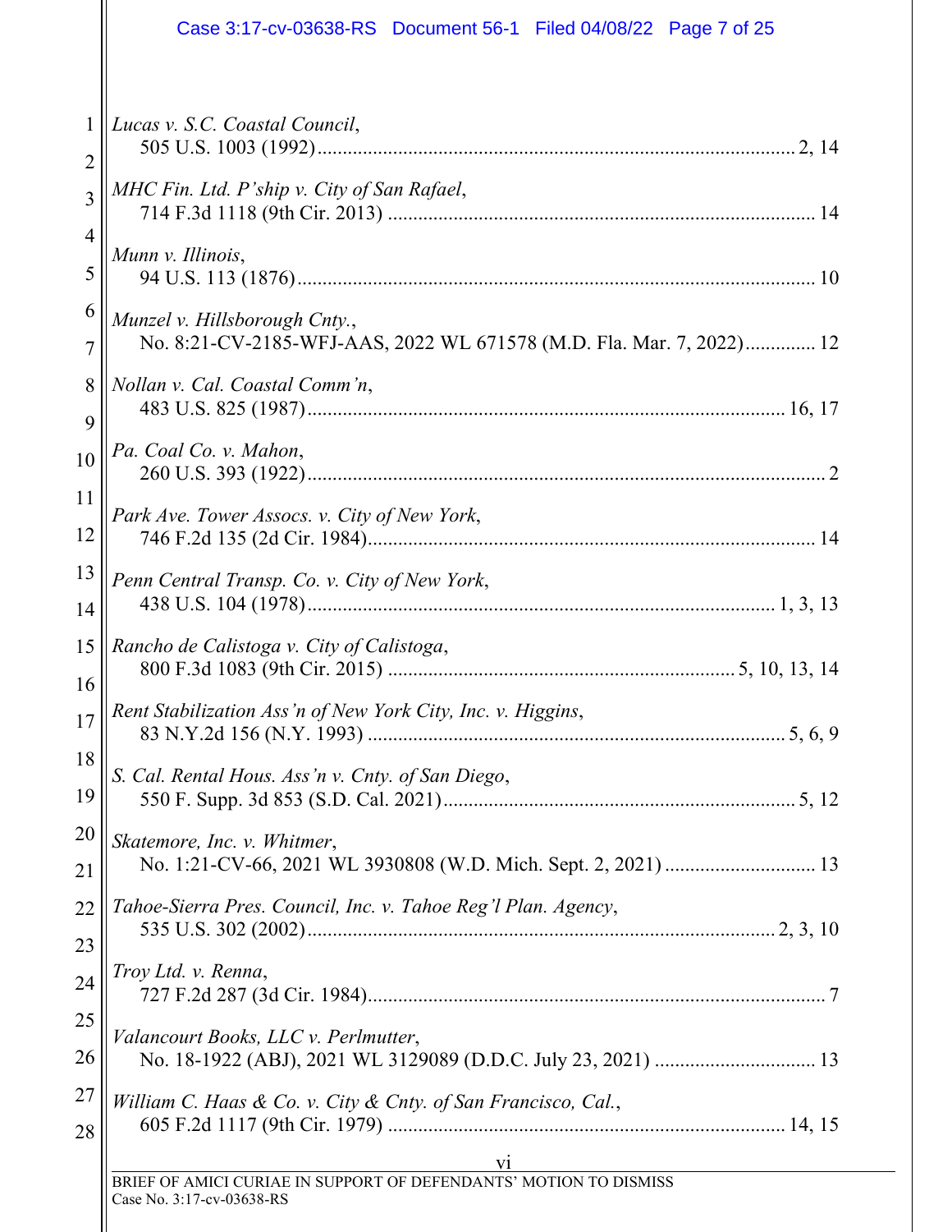*Lucas v. S.C. Coastal Council*,
505 U.S. 1003 (1992) ............................................................................................. 2, 14

*MHC Fin. Ltd. P'ship v. City of San Rafael*,
714 F.3d 1118 (9th Cir. 2013) .................................................................................... 14

*Munn v. Illinois*,
94 U.S. 113 (1876) ..................................................................................................... 10

*Munzel v. Hillsborough Cnty.*,
No. 8:21-CV-2185-WFJ-AAS, 2022 WL 671578 (M.D. Fla. Mar. 7, 2022) ............. 12

*Nollan v. Cal. Coastal Comm'n*,
483 U.S. 825 (1987) ............................................................................................. 16, 17

*Pa. Coal Co. v. Mahon*,
260 U.S. 393 (1922) ..................................................................................................... 2

*Park Ave. Tower Assocs. v. City of New York*,
746 F.2d 135 (2d Cir. 1984) ....................................................................................... 14

*Penn Central Transp. Co. v. City of New York*,
438 U.S. 104 (1978) ........................................................................................... 1, 3, 13

*Rancho de Calistoga v. City of Calistoga*,
800 F.3d 1083 (9th Cir. 2015) ................................................................... 5, 10, 13, 14

*Rent Stabilization Ass'n of New York City, Inc. v. Higgins*,
83 N.Y.2d 156 (N.Y. 1993) ................................................................................. 5, 6, 9

*S. Cal. Rental Hous. Ass'n v. Cnty. of San Diego*,
550 F. Supp. 3d 853 (S.D. Cal. 2021) ..................................................................... 5, 12

*Skatemore, Inc. v. Whitmer*,
No. 1:21-CV-66, 2021 WL 3930808 (W.D. Mich. Sept. 2, 2021) ............................. 13

*Tahoe-Sierra Pres. Council, Inc. v. Tahoe Reg'l Plan. Agency*,
535 U.S. 302 (2002) ........................................................................................... 2, 3, 10

*Troy Ltd. v. Renna*,
727 F.2d 287 (3d Cir. 1984) ......................................................................................... 7

*Valancourt Books, LLC v. Perlmutter*,
No. 18-1922 (ABJ), 2021 WL 3129089 (D.D.C. July 23, 2021) ............................... 13

*William C. Haas & Co. v. City & Cnty. of San Francisco, Cal.*,
605 F.2d 1117 (9th Cir. 1979) ............................................................................. 14, 15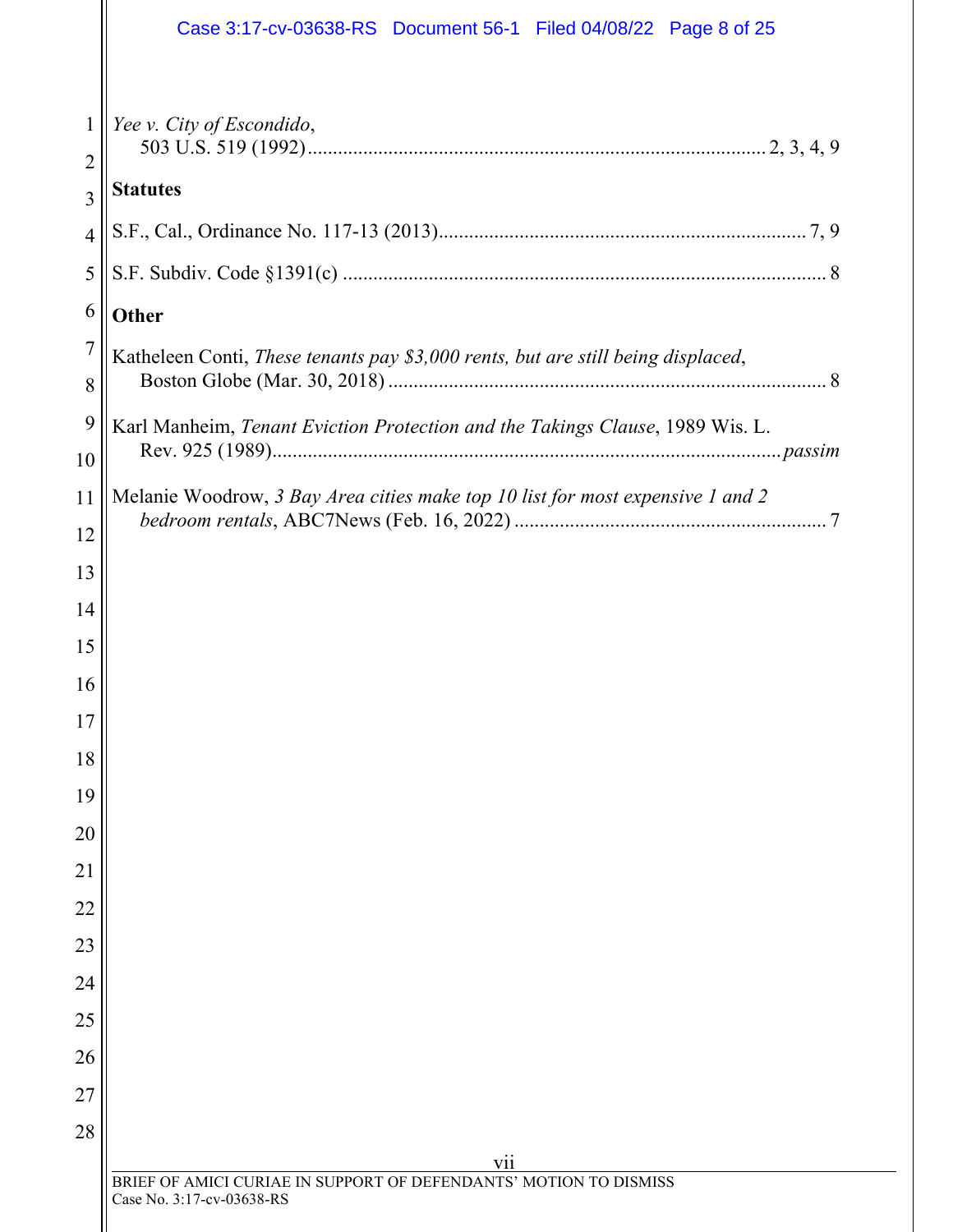*Yee v. City of Escondido*,
503 U.S. 519 (1992) .......................................................................................... 2, 3, 4, 9

**Statutes**

S.F., Cal., Ordinance No. 117-13 (2013) ......................................................................... 7, 9

S.F. Subdiv. Code §1391(c) ................................................................................................ 8

**Other**

Katheleen Conti, *These tenants pay $3,000 rents, but are still being displaced*,
Boston Globe (Mar. 30, 2018) ....................................................................................... 8

Karl Manheim, *Tenant Eviction Protection and the Takings Clause*, 1989 Wis. L.
Rev. 925 (1989) ..................................................................................................... *passim*

Melanie Woodrow, *3 Bay Area cities make top 10 list for most expensive 1 and 2 bedroom rentals*, ABC7News (Feb. 16, 2022) ............................................................. 7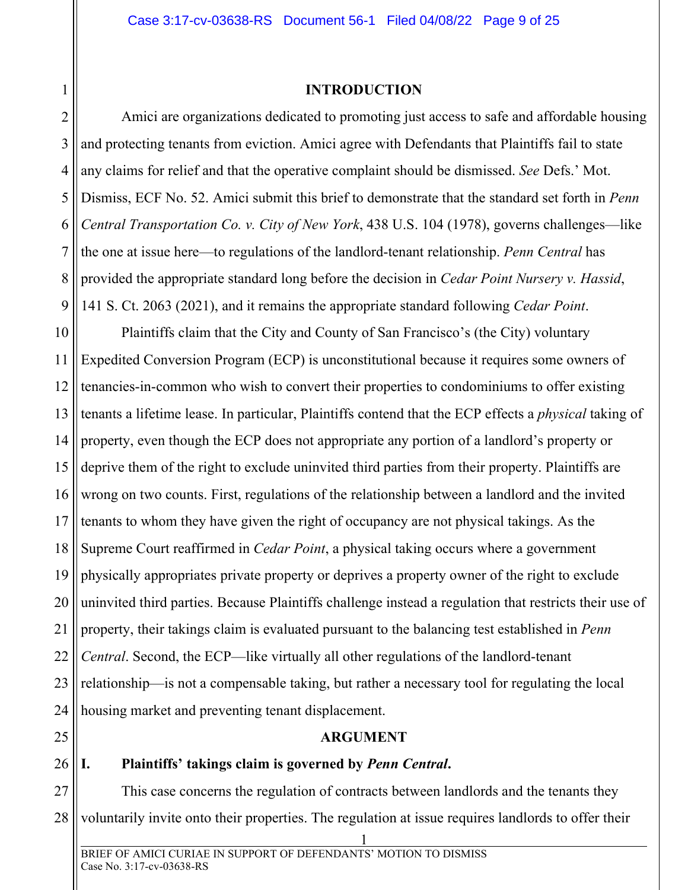## INTRODUCTION

Amici are organizations dedicated to promoting just access to safe and affordable housing and protecting tenants from eviction. Amici agree with Defendants that Plaintiffs fail to state any claims for relief and that the operative complaint should be dismissed. *See* Defs.' Mot. Dismiss, ECF No. 52. Amici submit this brief to demonstrate that the standard set forth in *Penn Central Transportation Co. v. City of New York*, 438 U.S. 104 (1978), governs challenges—like the one at issue here—to regulations of the landlord-tenant relationship. *Penn Central* has provided the appropriate standard long before the decision in *Cedar Point Nursery v. Hassid*, 141 S. Ct. 2063 (2021), and it remains the appropriate standard following *Cedar Point*.

Plaintiffs claim that the City and County of San Francisco's (the City) voluntary Expedited Conversion Program (ECP) is unconstitutional because it requires some owners of tenancies-in-common who wish to convert their properties to condominiums to offer existing tenants a lifetime lease. In particular, Plaintiffs contend that the ECP effects a *physical* taking of property, even though the ECP does not appropriate any portion of a landlord's property or deprive them of the right to exclude uninvited third parties from their property. Plaintiffs are wrong on two counts. First, regulations of the relationship between a landlord and the invited tenants to whom they have given the right of occupancy are not physical takings. As the Supreme Court reaffirmed in *Cedar Point*, a physical taking occurs where a government physically appropriates private property or deprives a property owner of the right to exclude uninvited third parties. Because Plaintiffs challenge instead a regulation that restricts their use of property, their takings claim is evaluated pursuant to the balancing test established in *Penn Central*. Second, the ECP—like virtually all other regulations of the landlord-tenant relationship—is not a compensable taking, but rather a necessary tool for regulating the local housing market and preventing tenant displacement.

## ARGUMENT

### I. Plaintiffs' takings claim is governed by *Penn Central*.

This case concerns the regulation of contracts between landlords and the tenants they voluntarily invite onto their properties. The regulation at issue requires landlords to offer their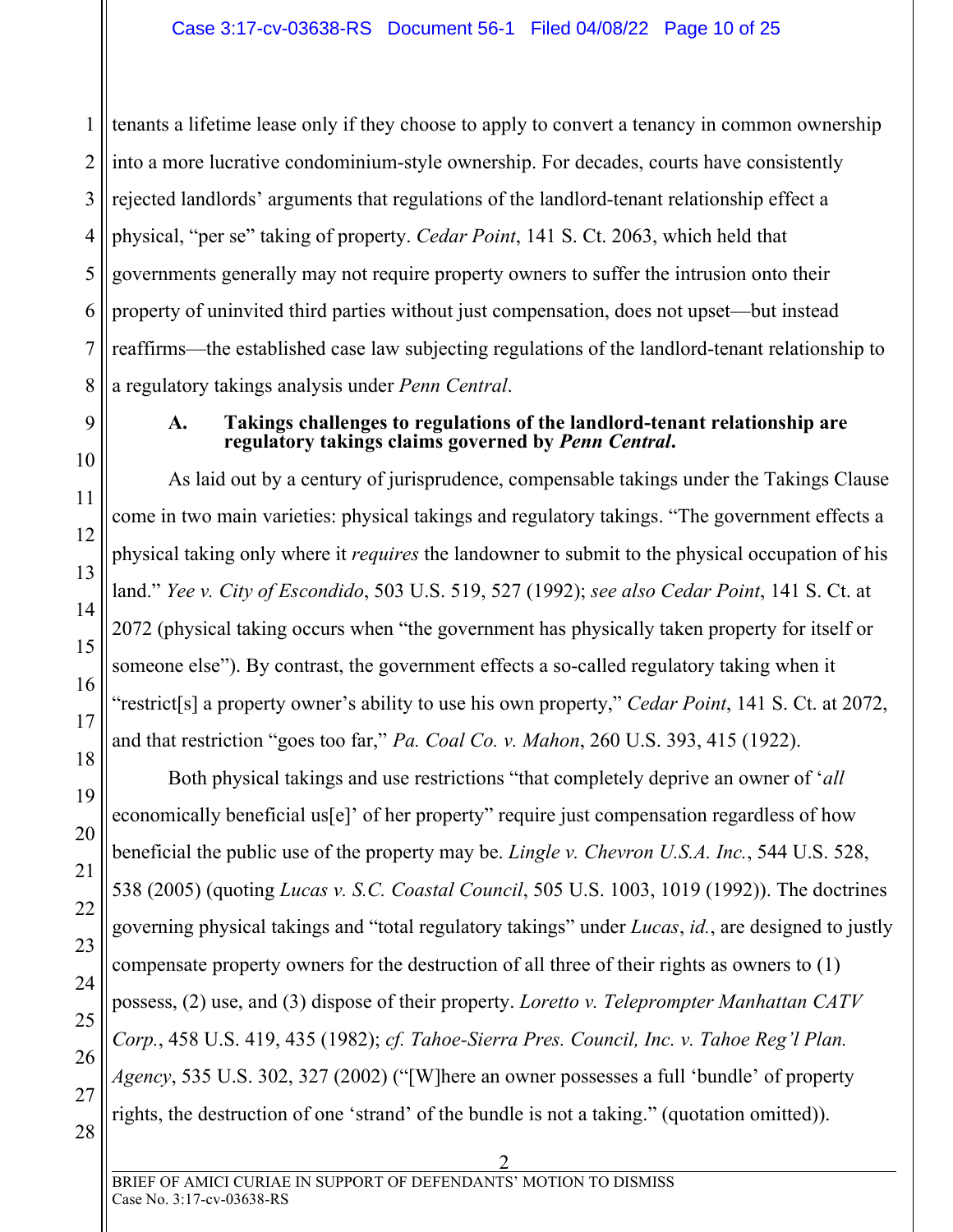tenants a lifetime lease only if they choose to apply to convert a tenancy in common ownership into a more lucrative condominium-style ownership. For decades, courts have consistently rejected landlords' arguments that regulations of the landlord-tenant relationship effect a physical, "per se" taking of property. *Cedar Point*, 141 S. Ct. 2063, which held that governments generally may not require property owners to suffer the intrusion onto their property of uninvited third parties without just compensation, does not upset—but instead reaffirms—the established case law subjecting regulations of the landlord-tenant relationship to a regulatory takings analysis under *Penn Central*.

### A. Takings challenges to regulations of the landlord-tenant relationship are regulatory takings claims governed by *Penn Central*.

As laid out by a century of jurisprudence, compensable takings under the Takings Clause come in two main varieties: physical takings and regulatory takings. "The government effects a physical taking only where it *requires* the landowner to submit to the physical occupation of his land." *Yee v. City of Escondido*, 503 U.S. 519, 527 (1992); *see also Cedar Point*, 141 S. Ct. at 2072 (physical taking occurs when "the government has physically taken property for itself or someone else"). By contrast, the government effects a so-called regulatory taking when it "restrict[s] a property owner's ability to use his own property," *Cedar Point*, 141 S. Ct. at 2072, and that restriction "goes too far," *Pa. Coal Co. v. Mahon*, 260 U.S. 393, 415 (1922).

Both physical takings and use restrictions "that completely deprive an owner of '*all* economically beneficial us[e]' of her property" require just compensation regardless of how beneficial the public use of the property may be. *Lingle v. Chevron U.S.A. Inc.*, 544 U.S. 528, 538 (2005) (quoting *Lucas v. S.C. Coastal Council*, 505 U.S. 1003, 1019 (1992)). The doctrines governing physical takings and "total regulatory takings" under *Lucas*, *id.*, are designed to justly compensate property owners for the destruction of all three of their rights as owners to (1) possess, (2) use, and (3) dispose of their property. *Loretto v. Teleprompter Manhattan CATV Corp.*, 458 U.S. 419, 435 (1982); *cf. Tahoe-Sierra Pres. Council, Inc. v. Tahoe Reg'l Plan. Agency*, 535 U.S. 302, 327 (2002) ("[W]here an owner possesses a full 'bundle' of property rights, the destruction of one 'strand' of the bundle is not a taking." (quotation omitted)).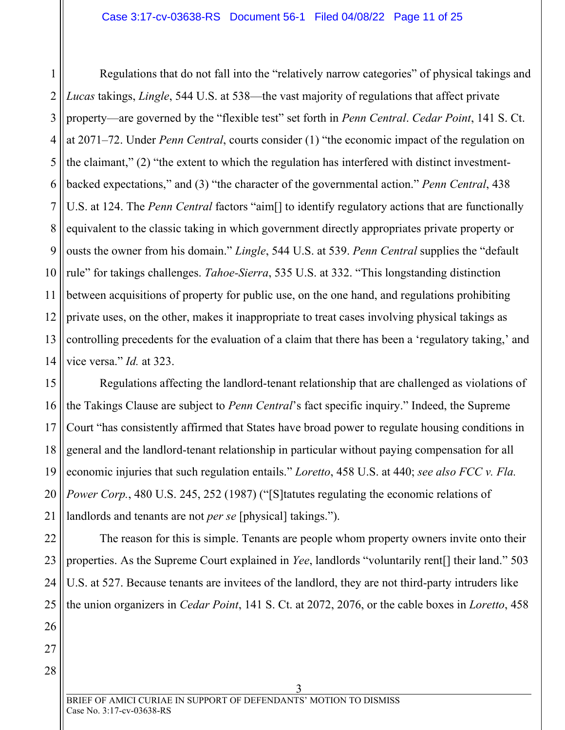Regulations that do not fall into the "relatively narrow categories" of physical takings and *Lucas* takings, *Lingle*, 544 U.S. at 538—the vast majority of regulations that affect private property—are governed by the "flexible test" set forth in *Penn Central*. *Cedar Point*, 141 S. Ct. at 2071–72. Under *Penn Central*, courts consider (1) "the economic impact of the regulation on the claimant," (2) "the extent to which the regulation has interfered with distinct investment-backed expectations," and (3) "the character of the governmental action." *Penn Central*, 438 U.S. at 124. The *Penn Central* factors "aim[] to identify regulatory actions that are functionally equivalent to the classic taking in which government directly appropriates private property or ousts the owner from his domain." *Lingle*, 544 U.S. at 539. *Penn Central* supplies the "default rule" for takings challenges. *Tahoe-Sierra*, 535 U.S. at 332. "This longstanding distinction between acquisitions of property for public use, on the one hand, and regulations prohibiting private uses, on the other, makes it inappropriate to treat cases involving physical takings as controlling precedents for the evaluation of a claim that there has been a 'regulatory taking,' and vice versa." *Id.* at 323.

Regulations affecting the landlord-tenant relationship that are challenged as violations of the Takings Clause are subject to *Penn Central*'s fact specific inquiry." Indeed, the Supreme Court "has consistently affirmed that States have broad power to regulate housing conditions in general and the landlord-tenant relationship in particular without paying compensation for all economic injuries that such regulation entails." *Loretto*, 458 U.S. at 440; *see also FCC v. Fla. Power Corp.*, 480 U.S. 245, 252 (1987) ("[S]tatutes regulating the economic relations of landlords and tenants are not *per se* [physical] takings.").

The reason for this is simple. Tenants are people whom property owners invite onto their properties. As the Supreme Court explained in *Yee*, landlords "voluntarily rent[] their land." 503 U.S. at 527. Because tenants are invitees of the landlord, they are not third-party intruders like the union organizers in *Cedar Point*, 141 S. Ct. at 2072, 2076, or the cable boxes in *Loretto*, 458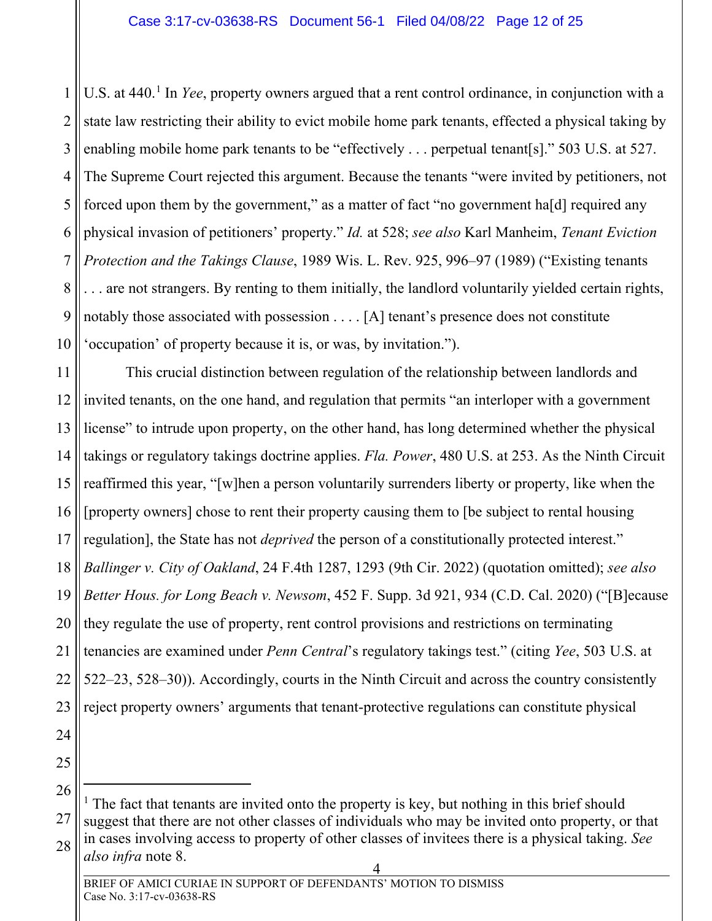U.S. at 440.[1] In *Yee*, property owners argued that a rent control ordinance, in conjunction with a state law restricting their ability to evict mobile home park tenants, effected a physical taking by enabling mobile home park tenants to be "effectively . . . perpetual tenant[s]." 503 U.S. at 527. The Supreme Court rejected this argument. Because the tenants "were invited by petitioners, not forced upon them by the government," as a matter of fact "no government ha[d] required any physical invasion of petitioners' property." *Id.* at 528; *see also* Karl Manheim, *Tenant Eviction Protection and the Takings Clause*, 1989 Wis. L. Rev. 925, 996–97 (1989) ("Existing tenants . . . are not strangers. By renting to them initially, the landlord voluntarily yielded certain rights, notably those associated with possession . . . . [A] tenant's presence does not constitute 'occupation' of property because it is, or was, by invitation.").

This crucial distinction between regulation of the relationship between landlords and invited tenants, on the one hand, and regulation that permits "an interloper with a government license" to intrude upon property, on the other hand, has long determined whether the physical takings or regulatory takings doctrine applies. *Fla. Power*, 480 U.S. at 253. As the Ninth Circuit reaffirmed this year, "[w]hen a person voluntarily surrenders liberty or property, like when the [property owners] chose to rent their property causing them to [be subject to rental housing regulation], the State has not *deprived* the person of a constitutionally protected interest." *Ballinger v. City of Oakland*, 24 F.4th 1287, 1293 (9th Cir. 2022) (quotation omitted); *see also Better Hous. for Long Beach v. Newsom*, 452 F. Supp. 3d 921, 934 (C.D. Cal. 2020) ("[B]ecause they regulate the use of property, rent control provisions and restrictions on terminating tenancies are examined under *Penn Central*'s regulatory takings test." (citing *Yee*, 503 U.S. at 522–23, 528–30)). Accordingly, courts in the Ninth Circuit and across the country consistently reject property owners' arguments that tenant-protective regulations can constitute physical

---

[1] The fact that tenants are invited onto the property is key, but nothing in this brief should suggest that there are not other classes of individuals who may be invited onto property, or that in cases involving access to property of other classes of invitees there is a physical taking. *See also infra* note 8.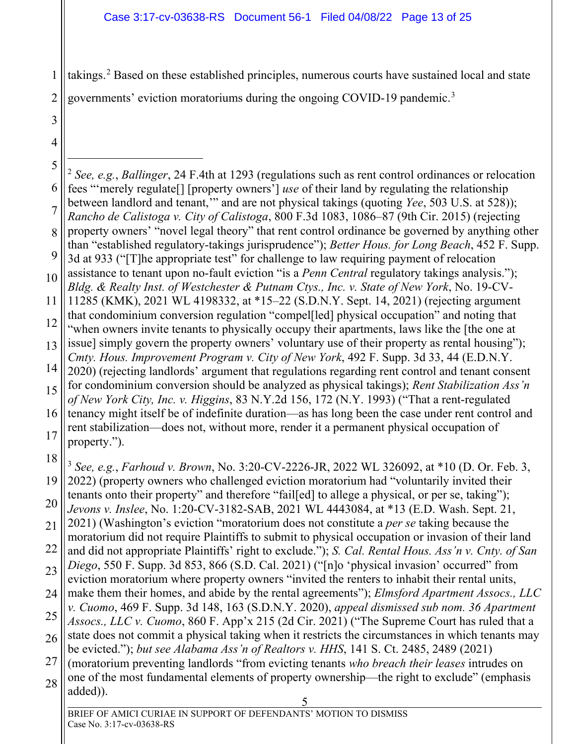takings.[2] Based on these established principles, numerous courts have sustained local and state governments' eviction moratoriums during the ongoing COVID-19 pandemic.[3]

---

[2] *See, e.g.*, *Ballinger*, 24 F.4th at 1293 (regulations such as rent control ordinances or relocation fees "'merely regulate[] [property owners'] *use* of their land by regulating the relationship between landlord and tenant,'" and are not physical takings (quoting *Yee*, 503 U.S. at 528)); *Rancho de Calistoga v. City of Calistoga*, 800 F.3d 1083, 1086–87 (9th Cir. 2015) (rejecting property owners' "novel legal theory" that rent control ordinance be governed by anything other than "established regulatory-takings jurisprudence"); *Better Hous. for Long Beach*, 452 F. Supp. 3d at 933 ("[T]he appropriate test" for challenge to law requiring payment of relocation assistance to tenant upon no-fault eviction "is a *Penn Central* regulatory takings analysis."); *Bldg. & Realty Inst. of Westchester & Putnam Ctys., Inc. v. State of New York*, No. 19-CV-11285 (KMK), 2021 WL 4198332, at *15–22 (S.D.N.Y. Sept. 14, 2021) (rejecting argument that condominium conversion regulation "compel[led] physical occupation" and noting that "when owners invite tenants to physically occupy their apartments, laws like the [the one at issue] simply govern the property owners' voluntary use of their property as rental housing"); *Cmty. Hous. Improvement Program v. City of New York*, 492 F. Supp. 3d 33, 44 (E.D.N.Y. 2020) (rejecting landlords' argument that regulations regarding rent control and tenant consent for condominium conversion should be analyzed as physical takings); *Rent Stabilization Ass'n of New York City, Inc. v. Higgins*, 83 N.Y.2d 156, 172 (N.Y. 1993) ("That a rent-regulated tenancy might itself be of indefinite duration—as has long been the case under rent control and rent stabilization—does not, without more, render it a permanent physical occupation of property.").

[3] *See, e.g.*, *Farhoud v. Brown*, No. 3:20-CV-2226-JR, 2022 WL 326092, at *10 (D. Or. Feb. 3, 2022) (property owners who challenged eviction moratorium had "voluntarily invited their tenants onto their property" and therefore "fail[ed] to allege a physical, or per se, taking"); *Jevons v. Inslee*, No. 1:20-CV-3182-SAB, 2021 WL 4443084, at *13 (E.D. Wash. Sept. 21, 2021) (Washington's eviction "moratorium does not constitute a *per se* taking because the moratorium did not require Plaintiffs to submit to physical occupation or invasion of their land and did not appropriate Plaintiffs' right to exclude."); *S. Cal. Rental Hous. Ass'n v. Cnty. of San Diego*, 550 F. Supp. 3d 853, 866 (S.D. Cal. 2021) ("[n]o 'physical invasion' occurred" from eviction moratorium where property owners "invited the renters to inhabit their rental units, make them their homes, and abide by the rental agreements"); *Elmsford Apartment Assocs., LLC v. Cuomo*, 469 F. Supp. 3d 148, 163 (S.D.N.Y. 2020), *appeal dismissed sub nom. 36 Apartment Assocs., LLC v. Cuomo*, 860 F. App'x 215 (2d Cir. 2021) ("The Supreme Court has ruled that a state does not commit a physical taking when it restricts the circumstances in which tenants may be evicted."); *but see Alabama Ass'n of Realtors v. HHS*, 141 S. Ct. 2485, 2489 (2021) (moratorium preventing landlords "from evicting tenants *who breach their leases* intrudes on one of the most fundamental elements of property ownership—the right to exclude" (emphasis added)).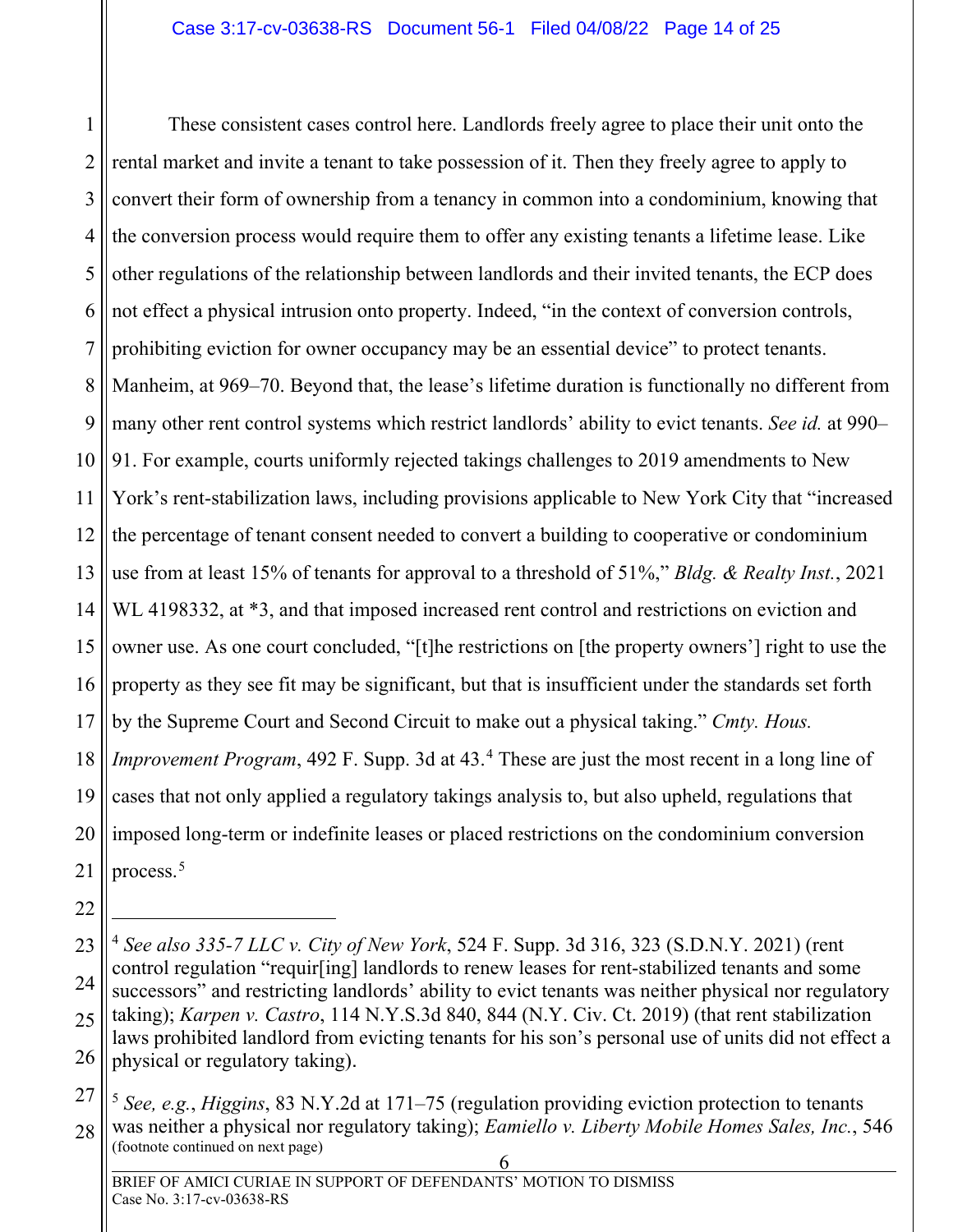These consistent cases control here. Landlords freely agree to place their unit onto the rental market and invite a tenant to take possession of it. Then they freely agree to apply to convert their form of ownership from a tenancy in common into a condominium, knowing that the conversion process would require them to offer any existing tenants a lifetime lease. Like other regulations of the relationship between landlords and their invited tenants, the ECP does not effect a physical intrusion onto property. Indeed, "in the context of conversion controls, prohibiting eviction for owner occupancy may be an essential device" to protect tenants. Manheim, at 969–70. Beyond that, the lease's lifetime duration is functionally no different from many other rent control systems which restrict landlords' ability to evict tenants. *See id.* at 990–91. For example, courts uniformly rejected takings challenges to 2019 amendments to New York's rent-stabilization laws, including provisions applicable to New York City that "increased the percentage of tenant consent needed to convert a building to cooperative or condominium use from at least 15% of tenants for approval to a threshold of 51%," *Bldg. & Realty Inst.*, 2021 WL 4198332, at *3, and that imposed increased rent control and restrictions on eviction and owner use. As one court concluded, "[t]he restrictions on [the property owners'] right to use the property as they see fit may be significant, but that is insufficient under the standards set forth by the Supreme Court and Second Circuit to make out a physical taking." *Cmty. Hous. Improvement Program*, 492 F. Supp. 3d at 43.[4] These are just the most recent in a long line of cases that not only applied a regulatory takings analysis to, but also upheld, regulations that imposed long-term or indefinite leases or placed restrictions on the condominium conversion process.[5]

---

[4] *See also 335-7 LLC v. City of New York*, 524 F. Supp. 3d 316, 323 (S.D.N.Y. 2021) (rent control regulation "requir[ing] landlords to renew leases for rent-stabilized tenants and some successors" and restricting landlords' ability to evict tenants was neither physical nor regulatory taking); *Karpen v. Castro*, 114 N.Y.S.3d 840, 844 (N.Y. Civ. Ct. 2019) (that rent stabilization laws prohibited landlord from evicting tenants for his son's personal use of units did not effect a physical or regulatory taking).

[5] *See, e.g.*, *Higgins*, 83 N.Y.2d at 171–75 (regulation providing eviction protection to tenants was neither a physical nor regulatory taking); *Eamiello v. Liberty Mobile Homes Sales, Inc.*, 546 (footnote continued on next page)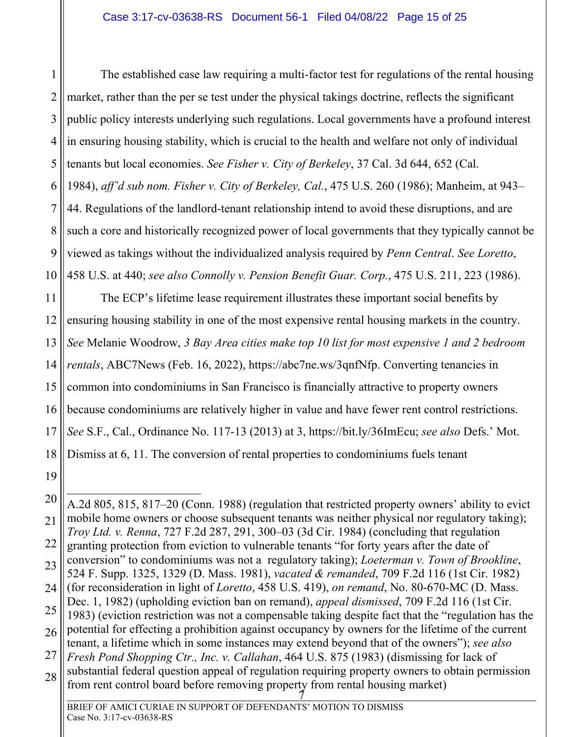The established case law requiring a multi-factor test for regulations of the rental housing market, rather than the per se test under the physical takings doctrine, reflects the significant public policy interests underlying such regulations. Local governments have a profound interest in ensuring housing stability, which is crucial to the health and welfare not only of individual tenants but local economies. *See Fisher v. City of Berkeley*, 37 Cal. 3d 644, 652 (Cal. 1984), *aff'd sub nom. Fisher v. City of Berkeley, Cal.*, 475 U.S. 260 (1986); Manheim, at 943–44. Regulations of the landlord-tenant relationship intend to avoid these disruptions, and are such a core and historically recognized power of local governments that they typically cannot be viewed as takings without the individualized analysis required by *Penn Central*. *See Loretto*, 458 U.S. at 440; *see also Connolly v. Pension Benefit Guar. Corp.*, 475 U.S. 211, 223 (1986).

The ECP's lifetime lease requirement illustrates these important social benefits by ensuring housing stability in one of the most expensive rental housing markets in the country. *See* Melanie Woodrow, *3 Bay Area cities make top 10 list for most expensive 1 and 2 bedroom rentals*, ABC7News (Feb. 16, 2022), https://abc7ne.ws/3qnfNfp. Converting tenancies in common into condominiums in San Francisco is financially attractive to property owners because condominiums are relatively higher in value and have fewer rent control restrictions. *See* S.F., Cal., Ordinance No. 117-13 (2013) at 3, https://bit.ly/36ImEcu; *see also* Defs.' Mot. Dismiss at 6, 11. The conversion of rental properties to condominiums fuels tenant

---

A.2d 805, 815, 817–20 (Conn. 1988) (regulation that restricted property owners' ability to evict mobile home owners or choose subsequent tenants was neither physical nor regulatory taking); *Troy Ltd. v. Renna*, 727 F.2d 287, 291, 300–03 (3d Cir. 1984) (concluding that regulation granting protection from eviction to vulnerable tenants "for forty years after the date of conversion" to condominiums was not a regulatory taking); *Loeterman v. Town of Brookline*, 524 F. Supp. 1325, 1329 (D. Mass. 1981), *vacated & remanded*, 709 F.2d 116 (1st Cir. 1982) (for reconsideration in light of *Loretto*, 458 U.S. 419), *on remand*, No. 80-670-MC (D. Mass. Dec. 1, 1982) (upholding eviction ban on remand), *appeal dismissed*, 709 F.2d 116 (1st Cir. 1983) (eviction restriction was not a compensable taking despite fact that the "regulation has the potential for effecting a prohibition against occupancy by owners for the lifetime of the current tenant, a lifetime which in some instances may extend beyond that of the owners"); *see also Fresh Pond Shopping Ctr., Inc. v. Callahan*, 464 U.S. 875 (1983) (dismissing for lack of substantial federal question appeal of regulation requiring property owners to obtain permission from rent control board before removing property from rental housing market)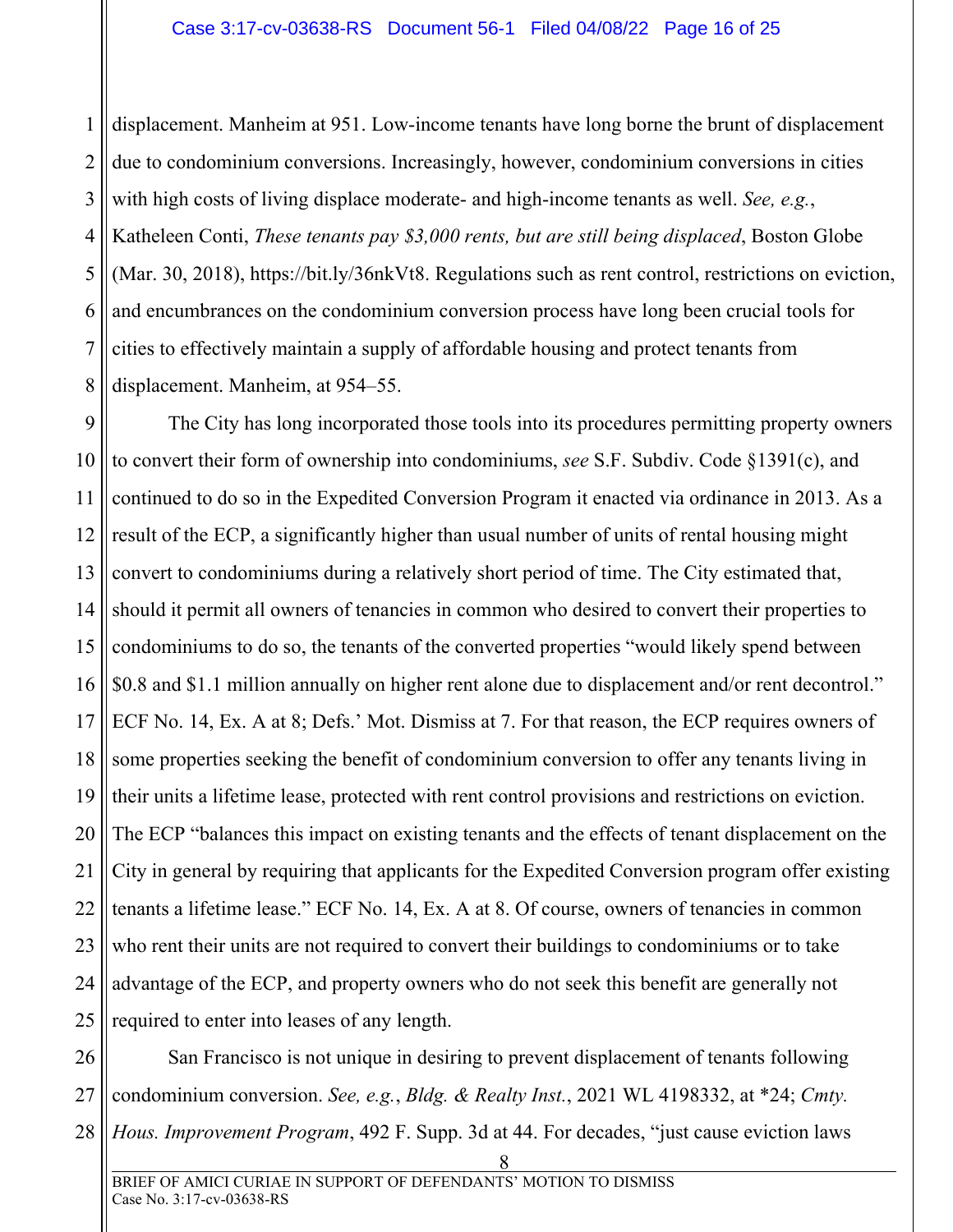displacement. Manheim at 951. Low-income tenants have long borne the brunt of displacement due to condominium conversions. Increasingly, however, condominium conversions in cities with high costs of living displace moderate- and high-income tenants as well. *See, e.g.*, Katheleen Conti, *These tenants pay $3,000 rents, but are still being displaced*, Boston Globe (Mar. 30, 2018), https://bit.ly/36nkVt8. Regulations such as rent control, restrictions on eviction, and encumbrances on the condominium conversion process have long been crucial tools for cities to effectively maintain a supply of affordable housing and protect tenants from displacement. Manheim, at 954–55.

The City has long incorporated those tools into its procedures permitting property owners to convert their form of ownership into condominiums, *see* S.F. Subdiv. Code §1391(c), and continued to do so in the Expedited Conversion Program it enacted via ordinance in 2013. As a result of the ECP, a significantly higher than usual number of units of rental housing might convert to condominiums during a relatively short period of time. The City estimated that, should it permit all owners of tenancies in common who desired to convert their properties to condominiums to do so, the tenants of the converted properties "would likely spend between $0.8 and $1.1 million annually on higher rent alone due to displacement and/or rent decontrol." ECF No. 14, Ex. A at 8; Defs.' Mot. Dismiss at 7. For that reason, the ECP requires owners of some properties seeking the benefit of condominium conversion to offer any tenants living in their units a lifetime lease, protected with rent control provisions and restrictions on eviction. The ECP "balances this impact on existing tenants and the effects of tenant displacement on the City in general by requiring that applicants for the Expedited Conversion program offer existing tenants a lifetime lease." ECF No. 14, Ex. A at 8. Of course, owners of tenancies in common who rent their units are not required to convert their buildings to condominiums or to take advantage of the ECP, and property owners who do not seek this benefit are generally not required to enter into leases of any length.

San Francisco is not unique in desiring to prevent displacement of tenants following condominium conversion. *See, e.g.*, *Bldg. & Realty Inst.*, 2021 WL 4198332, at *24; *Cmty. Hous. Improvement Program*, 492 F. Supp. 3d at 44. For decades, "just cause eviction laws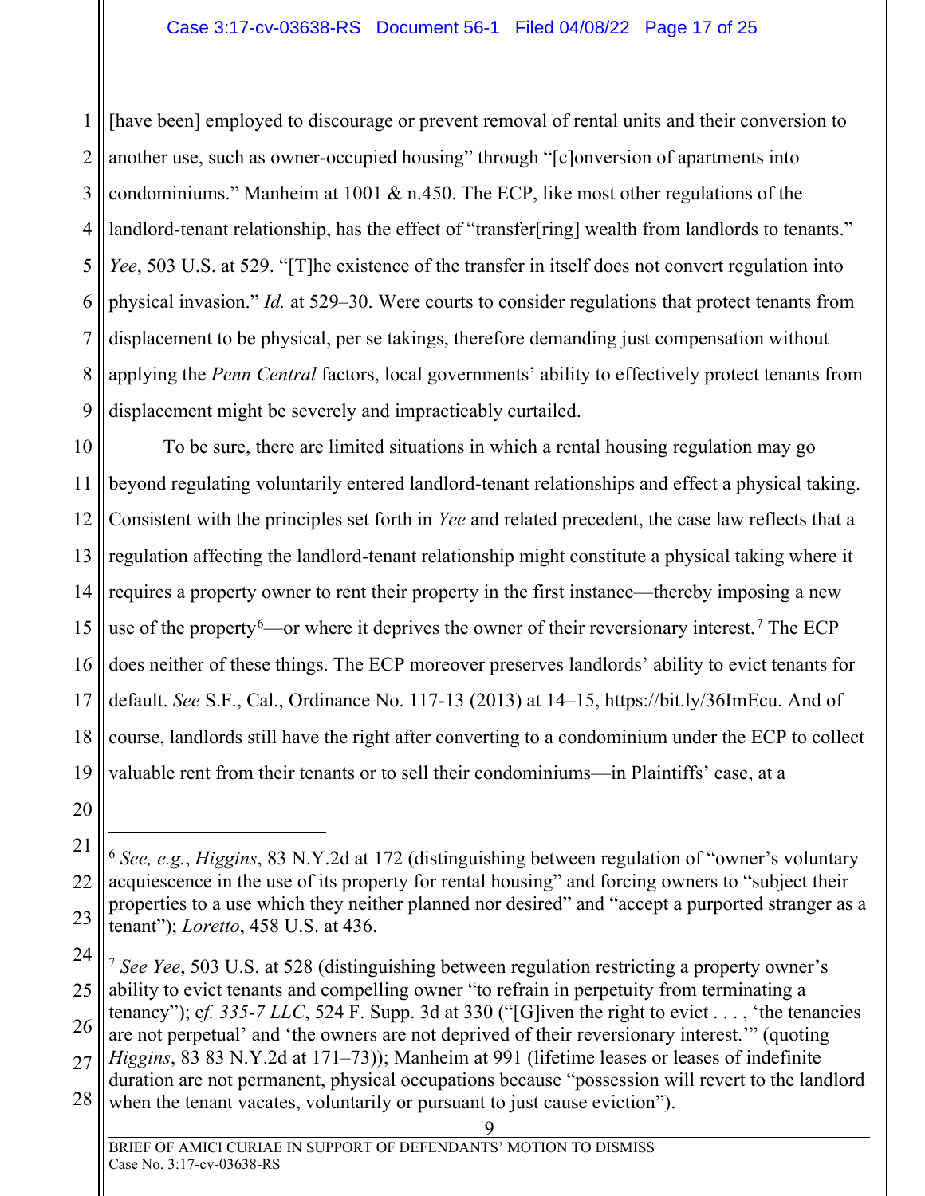[have been] employed to discourage or prevent removal of rental units and their conversion to another use, such as owner-occupied housing" through "[c]onversion of apartments into condominiums." Manheim at 1001 & n.450. The ECP, like most other regulations of the landlord-tenant relationship, has the effect of "transfer[ring] wealth from landlords to tenants." *Yee*, 503 U.S. at 529. "[T]he existence of the transfer in itself does not convert regulation into physical invasion." *Id.* at 529–30. Were courts to consider regulations that protect tenants from displacement to be physical, per se takings, therefore demanding just compensation without applying the *Penn Central* factors, local governments' ability to effectively protect tenants from displacement might be severely and impractically curtailed.

To be sure, there are limited situations in which a rental housing regulation may go beyond regulating voluntarily entered landlord-tenant relationships and effect a physical taking. Consistent with the principles set forth in *Yee* and related precedent, the case law reflects that a regulation affecting the landlord-tenant relationship might constitute a physical taking where it requires a property owner to rent their property in the first instance—thereby imposing a new use of the property[6]—or where it deprives the owner of their reversionary interest.[7] The ECP does neither of these things. The ECP moreover preserves landlords' ability to evict tenants for default. *See* S.F., Cal., Ordinance No. 117-13 (2013) at 14–15, https://bit.ly/36ImEcu. And of course, landlords still have the right after converting to a condominium under the ECP to collect valuable rent from their tenants or to sell their condominiums—in Plaintiffs' case, at a

---

[6] *See, e.g.*, *Higgins*, 83 N.Y.2d at 172 (distinguishing between regulation of "owner's voluntary acquiescence in the use of its property for rental housing" and forcing owners to "subject their properties to a use which they neither planned nor desired" and "accept a purported stranger as a tenant"); *Loretto*, 458 U.S. at 436.

[7] *See Yee*, 503 U.S. at 528 (distinguishing between regulation restricting a property owner's ability to evict tenants and compelling owner "to refrain in perpetuity from terminating a tenancy"); c*f. 335-7 LLC*, 524 F. Supp. 3d at 330 ("[G]iven the right to evict . . . , 'the tenancies are not perpetual' and 'the owners are not deprived of their reversionary interest.'" (quoting *Higgins*, 83 83 N.Y.2d at 171–73)); Manheim at 991 (lifetime leases or leases of indefinite duration are not permanent, physical occupations because "possession will revert to the landlord when the tenant vacates, voluntarily or pursuant to just cause eviction").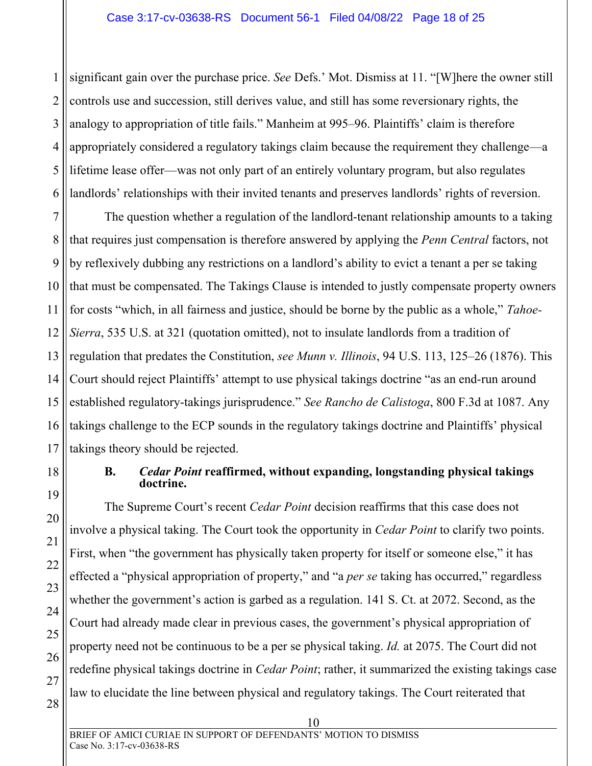significant gain over the purchase price. *See* Defs.' Mot. Dismiss at 11. "[W]here the owner still controls use and succession, still derives value, and still has some reversionary rights, the analogy to appropriation of title fails." Manheim at 995–96. Plaintiffs' claim is therefore appropriately considered a regulatory takings claim because the requirement they challenge—a lifetime lease offer—was not only part of an entirely voluntary program, but also regulates landlords' relationships with their invited tenants and preserves landlords' rights of reversion.

The question whether a regulation of the landlord-tenant relationship amounts to a taking that requires just compensation is therefore answered by applying the *Penn Central* factors, not by reflexively dubbing any restrictions on a landlord's ability to evict a tenant a per se taking that must be compensated. The Takings Clause is intended to justly compensate property owners for costs "which, in all fairness and justice, should be borne by the public as a whole," *Tahoe-Sierra*, 535 U.S. at 321 (quotation omitted), not to insulate landlords from a tradition of regulation that predates the Constitution, *see Munn v. Illinois*, 94 U.S. 113, 125–26 (1876). This Court should reject Plaintiffs' attempt to use physical takings doctrine "as an end-run around established regulatory-takings jurisprudence." *See Rancho de Calistoga*, 800 F.3d at 1087. Any takings challenge to the ECP sounds in the regulatory takings doctrine and Plaintiffs' physical takings theory should be rejected.

### B. *Cedar Point* reaffirmed, without expanding, longstanding physical takings doctrine.

The Supreme Court's recent *Cedar Point* decision reaffirms that this case does not involve a physical taking. The Court took the opportunity in *Cedar Point* to clarify two points. First, when "the government has physically taken property for itself or someone else," it has effected a "physical appropriation of property," and "a *per se* taking has occurred," regardless whether the government's action is garbed as a regulation. 141 S. Ct. at 2072. Second, as the Court had already made clear in previous cases, the government's physical appropriation of property need not be continuous to be a per se physical taking. *Id.* at 2075. The Court did not redefine physical takings doctrine in *Cedar Point*; rather, it summarized the existing takings case law to elucidate the line between physical and regulatory takings. The Court reiterated that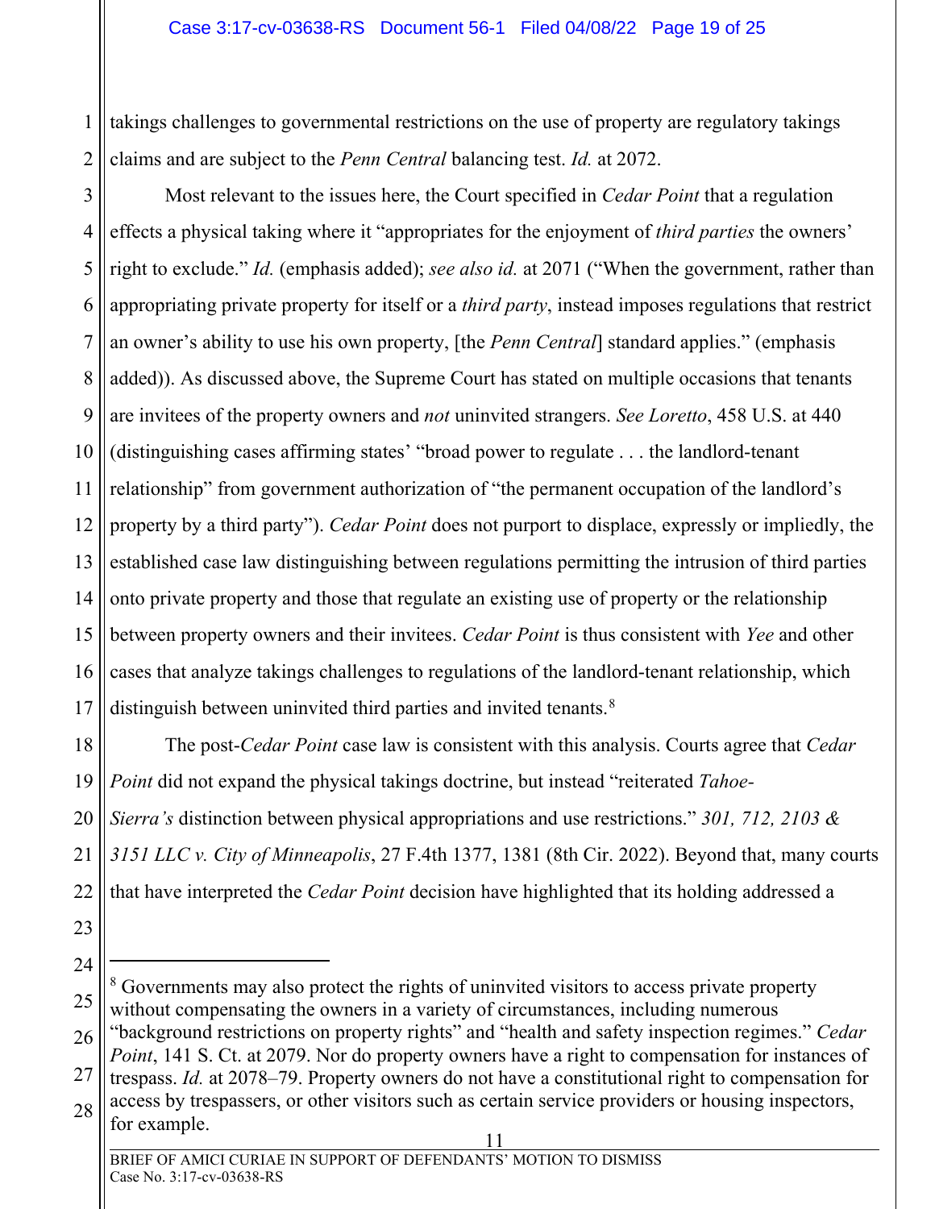takings challenges to governmental restrictions on the use of property are regulatory takings claims and are subject to the *Penn Central* balancing test. *Id.* at 2072.

Most relevant to the issues here, the Court specified in *Cedar Point* that a regulation effects a physical taking where it "appropriates for the enjoyment of *third parties* the owners' right to exclude." *Id.* (emphasis added); *see also id.* at 2071 ("When the government, rather than appropriating private property for itself or a *third party*, instead imposes regulations that restrict an owner's ability to use his own property, [the *Penn Central*] standard applies." (emphasis added)). As discussed above, the Supreme Court has stated on multiple occasions that tenants are invitees of the property owners and *not* uninvited strangers. *See Loretto*, 458 U.S. at 440 (distinguishing cases affirming states' "broad power to regulate . . . the landlord-tenant relationship" from government authorization of "the permanent occupation of the landlord's property by a third party"). *Cedar Point* does not purport to displace, expressly or impliedly, the established case law distinguishing between regulations permitting the intrusion of third parties onto private property and those that regulate an existing use of property or the relationship between property owners and their invitees. *Cedar Point* is thus consistent with *Yee* and other cases that analyze takings challenges to regulations of the landlord-tenant relationship, which distinguish between uninvited third parties and invited tenants.[8]

The post-*Cedar Point* case law is consistent with this analysis. Courts agree that *Cedar Point* did not expand the physical takings doctrine, but instead "reiterated *Tahoe-Sierra's* distinction between physical appropriations and use restrictions." *301, 712, 2103 & 3151 LLC v. City of Minneapolis*, 27 F.4th 1377, 1381 (8th Cir. 2022). Beyond that, many courts that have interpreted the *Cedar Point* decision have highlighted that its holding addressed a

---

[8] Governments may also protect the rights of uninvited visitors to access private property without compensating the owners in a variety of circumstances, including numerous "background restrictions on property rights" and "health and safety inspection regimes." *Cedar Point*, 141 S. Ct. at 2079. Nor do property owners have a right to compensation for instances of trespass. *Id.* at 2078–79. Property owners do not have a constitutional right to compensation for access by trespassers, or other visitors such as certain service providers or housing inspectors, for example.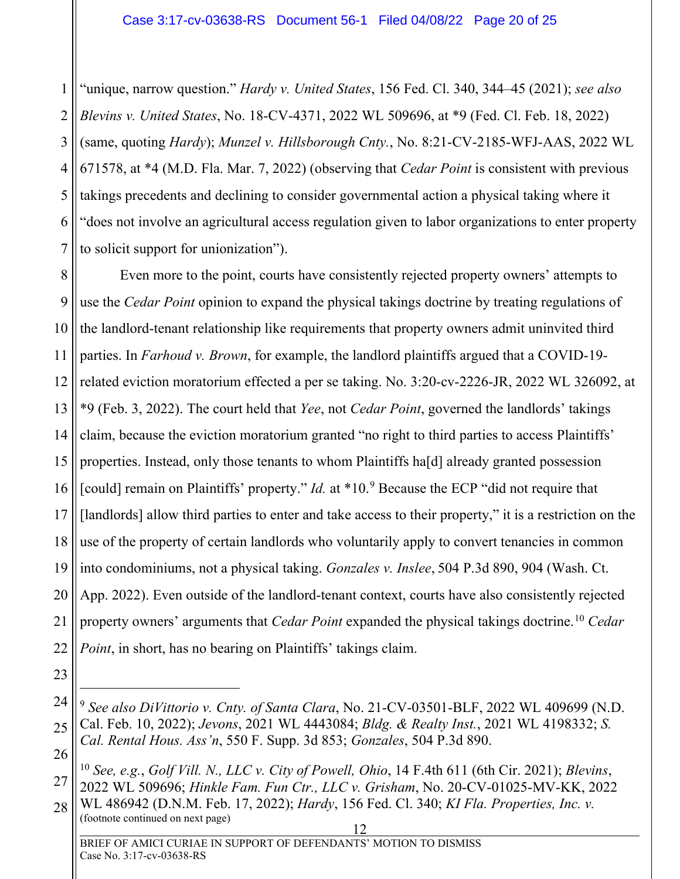"unique, narrow question." *Hardy v. United States*, 156 Fed. Cl. 340, 344–45 (2021); *see also Blevins v. United States*, No. 18-CV-4371, 2022 WL 509696, at *9 (Fed. Cl. Feb. 18, 2022) (same, quoting *Hardy*); *Munzel v. Hillsborough Cnty.*, No. 8:21-CV-2185-WFJ-AAS, 2022 WL 671578, at *4 (M.D. Fla. Mar. 7, 2022) (observing that *Cedar Point* is consistent with previous takings precedents and declining to consider governmental action a physical taking where it "does not involve an agricultural access regulation given to labor organizations to enter property to solicit support for unionization").

Even more to the point, courts have consistently rejected property owners' attempts to use the *Cedar Point* opinion to expand the physical takings doctrine by treating regulations of the landlord-tenant relationship like requirements that property owners admit uninvited third parties. In *Farhoud v. Brown*, for example, the landlord plaintiffs argued that a COVID-19-related eviction moratorium effected a per se taking. No. 3:20-cv-2226-JR, 2022 WL 326092, at *9 (Feb. 3, 2022). The court held that *Yee*, not *Cedar Point*, governed the landlords' takings claim, because the eviction moratorium granted "no right to third parties to access Plaintiffs' properties. Instead, only those tenants to whom Plaintiffs ha[d] already granted possession [could] remain on Plaintiffs' property." *Id.* at *10.[9] Because the ECP "did not require that [landlords] allow third parties to enter and take access to their property," it is a restriction on the use of the property of certain landlords who voluntarily apply to convert tenancies in common into condominiums, not a physical taking. *Gonzales v. Inslee*, 504 P.3d 890, 904 (Wash. Ct. App. 2022). Even outside of the landlord-tenant context, courts have also consistently rejected property owners' arguments that *Cedar Point* expanded the physical takings doctrine.[10] *Cedar Point*, in short, has no bearing on Plaintiffs' takings claim.

---

[9] *See also DiVittorio v. Cnty. of Santa Clara*, No. 21-CV-03501-BLF, 2022 WL 409699 (N.D. Cal. Feb. 10, 2022); *Jevons*, 2021 WL 4443084; *Bldg. & Realty Inst.*, 2021 WL 4198332; *S. Cal. Rental Hous. Ass'n*, 550 F. Supp. 3d 853; *Gonzales*, 504 P.3d 890.

[10] *See, e.g.*, *Golf Vill. N., LLC v. City of Powell, Ohio*, 14 F.4th 611 (6th Cir. 2021); *Blevins*, 2022 WL 509696; *Hinkle Fam. Fun Ctr., LLC v. Grisham*, No. 20-CV-01025-MV-KK, 2022 WL 486942 (D.N.M. Feb. 17, 2022); *Hardy*, 156 Fed. Cl. 340; *KI Fla. Properties, Inc. v.*
(footnote continued on next page)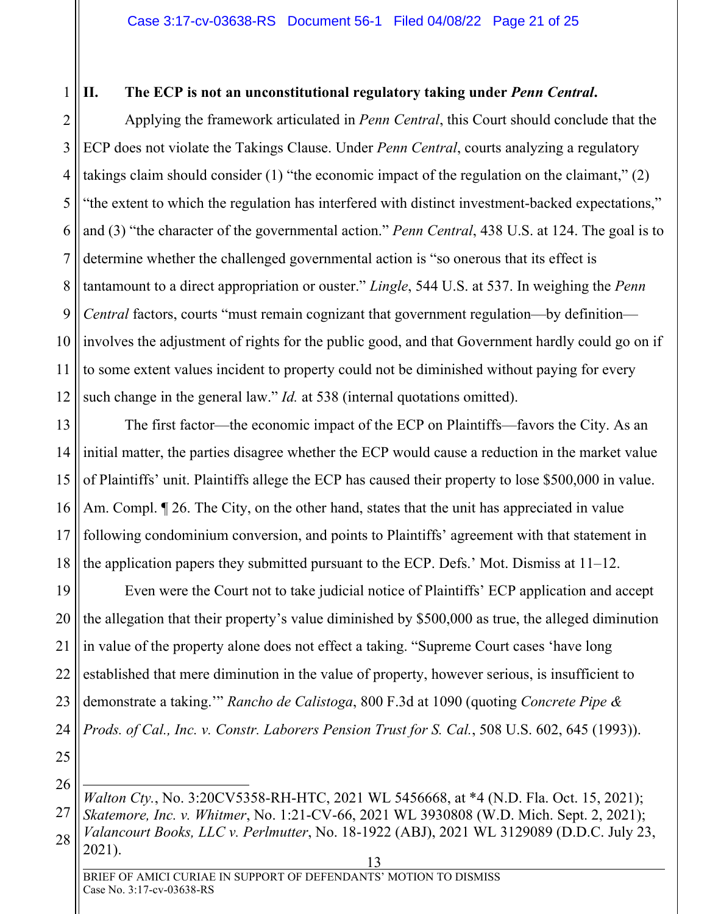## II. The ECP is not an unconstitutional regulatory taking under *Penn Central*.

Applying the framework articulated in *Penn Central*, this Court should conclude that the ECP does not violate the Takings Clause. Under *Penn Central*, courts analyzing a regulatory takings claim should consider (1) "the economic impact of the regulation on the claimant," (2) "the extent to which the regulation has interfered with distinct investment-backed expectations," and (3) "the character of the governmental action." *Penn Central*, 438 U.S. at 124. The goal is to determine whether the challenged governmental action is "so onerous that its effect is tantamount to a direct appropriation or ouster." *Lingle*, 544 U.S. at 537. In weighing the *Penn Central* factors, courts "must remain cognizant that government regulation—by definition—involves the adjustment of rights for the public good, and that Government hardly could go on if to some extent values incident to property could not be diminished without paying for every such change in the general law." *Id.* at 538 (internal quotations omitted).

The first factor—the economic impact of the ECP on Plaintiffs—favors the City. As an initial matter, the parties disagree whether the ECP would cause a reduction in the market value of Plaintiffs' unit. Plaintiffs allege the ECP has caused their property to lose $500,000 in value. Am. Compl. ¶ 26. The City, on the other hand, states that the unit has appreciated in value following condominium conversion, and points to Plaintiffs' agreement with that statement in the application papers they submitted pursuant to the ECP. Defs.' Mot. Dismiss at 11–12.

Even were the Court not to take judicial notice of Plaintiffs' ECP application and accept the allegation that their property's value diminished by $500,000 as true, the alleged diminution in value of the property alone does not effect a taking. "Supreme Court cases 'have long established that mere diminution in the value of property, however serious, is insufficient to demonstrate a taking.'" *Rancho de Calistoga*, 800 F.3d at 1090 (quoting *Concrete Pipe & Prods. of Cal., Inc. v. Constr. Laborers Pension Trust for S. Cal.*, 508 U.S. 602, 645 (1993)).

---

*Walton Cty.*, No. 3:20CV5358-RH-HTC, 2021 WL 5456668, at *4 (N.D. Fla. Oct. 15, 2021); *Skatemore, Inc. v. Whitmer*, No. 1:21-CV-66, 2021 WL 3930808 (W.D. Mich. Sept. 2, 2021); *Valancourt Books, LLC v. Perlmutter*, No. 18-1922 (ABJ), 2021 WL 3129089 (D.D.C. July 23, 2021).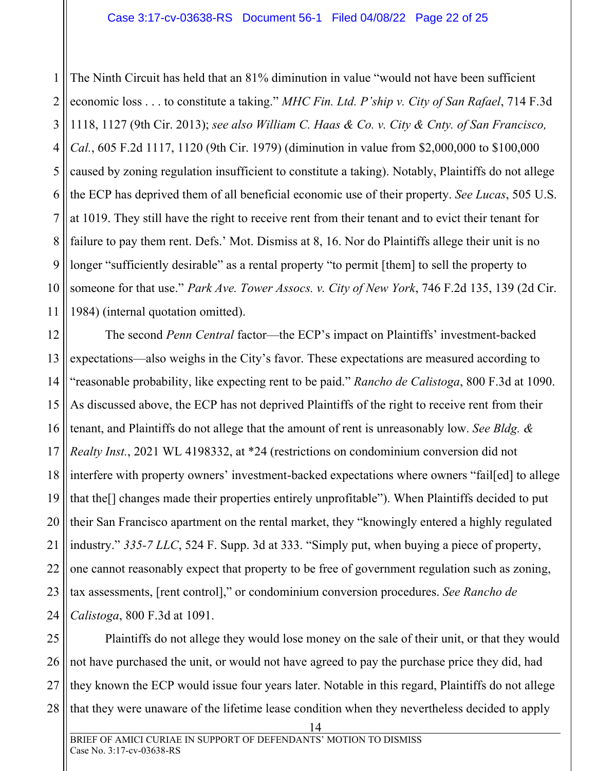The Ninth Circuit has held that an 81% diminution in value "would not have been sufficient economic loss . . . to constitute a taking." *MHC Fin. Ltd. P'ship v. City of San Rafael*, 714 F.3d 1118, 1127 (9th Cir. 2013); *see also William C. Haas & Co. v. City & Cnty. of San Francisco, Cal.*, 605 F.2d 1117, 1120 (9th Cir. 1979) (diminution in value from $2,000,000 to $100,000 caused by zoning regulation insufficient to constitute a taking). Notably, Plaintiffs do not allege the ECP has deprived them of all beneficial economic use of their property. *See Lucas*, 505 U.S. at 1019. They still have the right to receive rent from their tenant and to evict their tenant for failure to pay them rent. Defs.' Mot. Dismiss at 8, 16. Nor do Plaintiffs allege their unit is no longer "sufficiently desirable" as a rental property "to permit [them] to sell the property to someone for that use." *Park Ave. Tower Assocs. v. City of New York*, 746 F.2d 135, 139 (2d Cir. 1984) (internal quotation omitted).

The second *Penn Central* factor—the ECP's impact on Plaintiffs' investment-backed expectations—also weighs in the City's favor. These expectations are measured according to "reasonable probability, like expecting rent to be paid." *Rancho de Calistoga*, 800 F.3d at 1090. As discussed above, the ECP has not deprived Plaintiffs of the right to receive rent from their tenant, and Plaintiffs do not allege that the amount of rent is unreasonably low. *See Bldg. & Realty Inst.*, 2021 WL 4198332, at *24 (restrictions on condominium conversion did not interfere with property owners' investment-backed expectations where owners "fail[ed] to allege that the[] changes made their properties entirely unprofitable"). When Plaintiffs decided to put their San Francisco apartment on the rental market, they "knowingly entered a highly regulated industry." *335-7 LLC*, 524 F. Supp. 3d at 333. "Simply put, when buying a piece of property, one cannot reasonably expect that property to be free of government regulation such as zoning, tax assessments, [rent control]," or condominium conversion procedures. *See Rancho de Calistoga*, 800 F.3d at 1091.

Plaintiffs do not allege they would lose money on the sale of their unit, or that they would not have purchased the unit, or would not have agreed to pay the purchase price they did, had they known the ECP would issue four years later. Notable in this regard, Plaintiffs do not allege that they were unaware of the lifetime lease condition when they nevertheless decided to apply

BRIEF OF AMICI CURIAE IN SUPPORT OF DEFENDANTS' MOTION TO DISMISS
Case No. 3:17-cv-03638-RS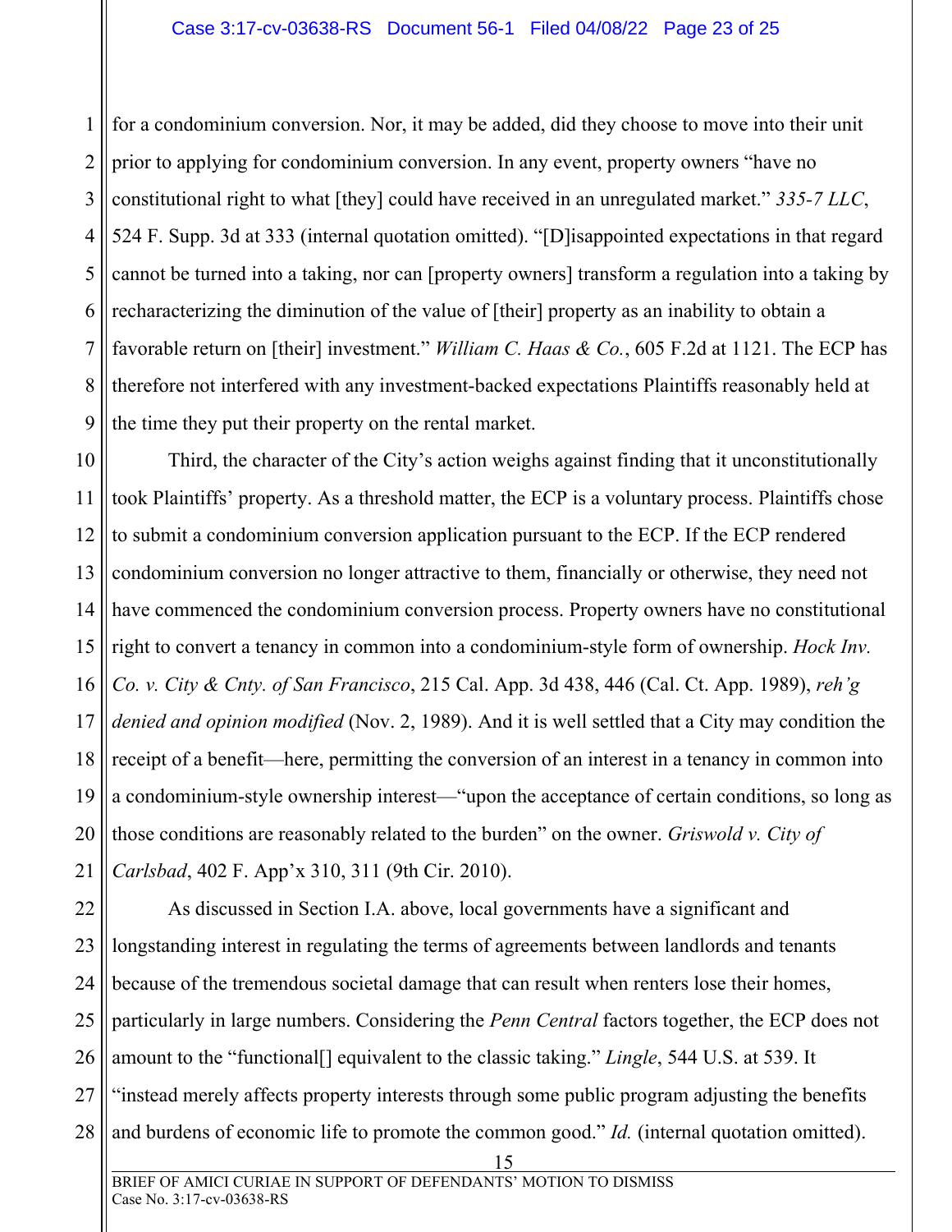for a condominium conversion. Nor, it may be added, did they choose to move into their unit prior to applying for condominium conversion. In any event, property owners "have no constitutional right to what [they] could have received in an unregulated market." *335-7 LLC*, 524 F. Supp. 3d at 333 (internal quotation omitted). "[D]isappointed expectations in that regard cannot be turned into a taking, nor can [property owners] transform a regulation into a taking by recharacterizing the diminution of the value of [their] property as an inability to obtain a favorable return on [their] investment." *William C. Haas & Co.*, 605 F.2d at 1121. The ECP has therefore not interfered with any investment-backed expectations Plaintiffs reasonably held at the time they put their property on the rental market.

Third, the character of the City's action weighs against finding that it unconstitutionally took Plaintiffs' property. As a threshold matter, the ECP is a voluntary process. Plaintiffs chose to submit a condominium conversion application pursuant to the ECP. If the ECP rendered condominium conversion no longer attractive to them, financially or otherwise, they need not have commenced the condominium conversion process. Property owners have no constitutional right to convert a tenancy in common into a condominium-style form of ownership. *Hock Inv. Co. v. City & Cnty. of San Francisco*, 215 Cal. App. 3d 438, 446 (Cal. Ct. App. 1989), *reh'g denied and opinion modified* (Nov. 2, 1989). And it is well settled that a City may condition the receipt of a benefit—here, permitting the conversion of an interest in a tenancy in common into a condominium-style ownership interest—"upon the acceptance of certain conditions, so long as those conditions are reasonably related to the burden" on the owner. *Griswold v. City of Carlsbad*, 402 F. App'x 310, 311 (9th Cir. 2010).

As discussed in Section I.A. above, local governments have a significant and longstanding interest in regulating the terms of agreements between landlords and tenants because of the tremendous societal damage that can result when renters lose their homes, particularly in large numbers. Considering the *Penn Central* factors together, the ECP does not amount to the "functional[] equivalent to the classic taking." *Lingle*, 544 U.S. at 539. It "instead merely affects property interests through some public program adjusting the benefits and burdens of economic life to promote the common good." *Id.* (internal quotation omitted).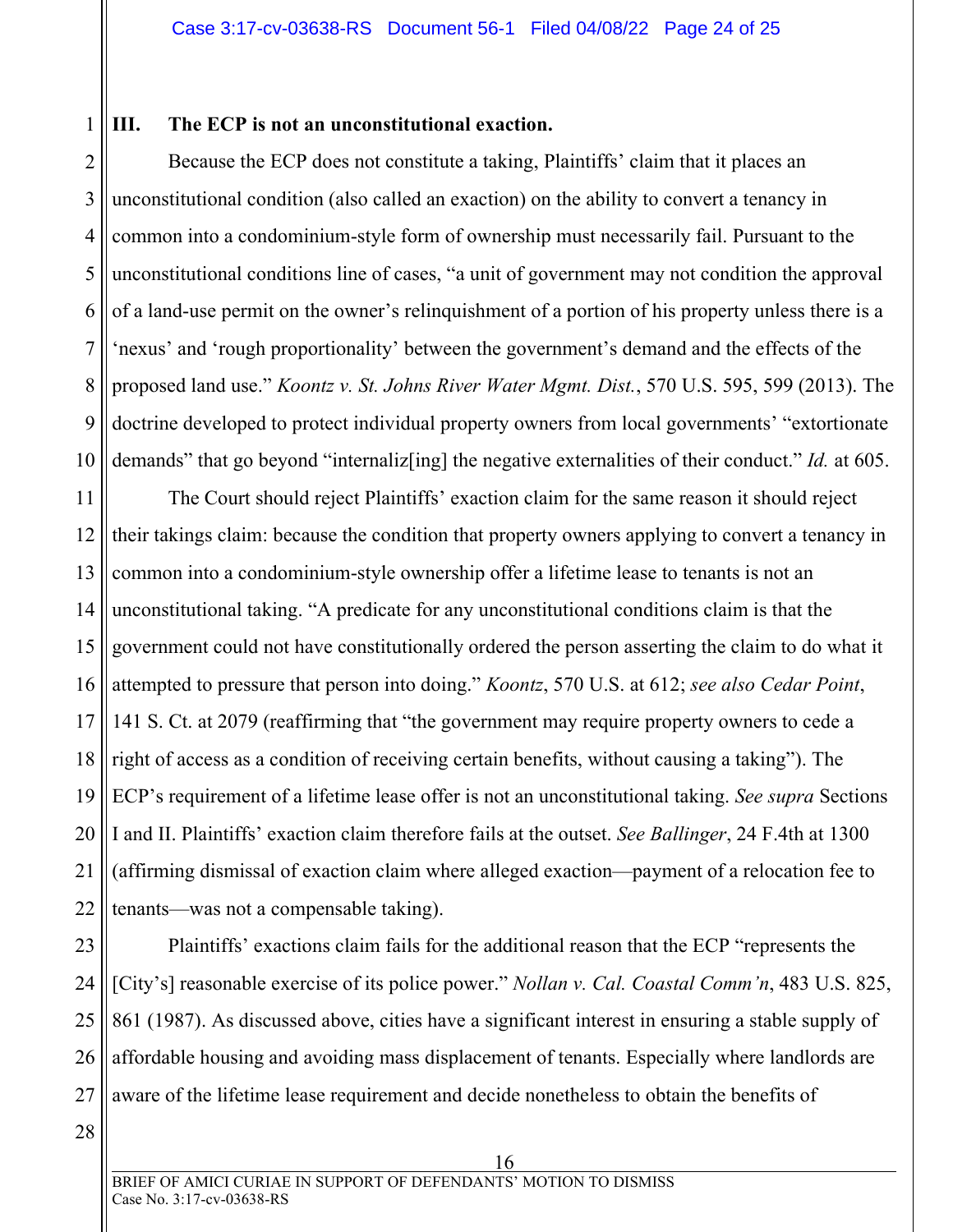## III. The ECP is not an unconstitutional exaction.

Because the ECP does not constitute a taking, Plaintiffs' claim that it places an unconstitutional condition (also called an exaction) on the ability to convert a tenancy in common into a condominium-style form of ownership must necessarily fail. Pursuant to the unconstitutional conditions line of cases, "a unit of government may not condition the approval of a land-use permit on the owner's relinquishment of a portion of his property unless there is a 'nexus' and 'rough proportionality' between the government's demand and the effects of the proposed land use." *Koontz v. St. Johns River Water Mgmt. Dist.*, 570 U.S. 595, 599 (2013). The doctrine developed to protect individual property owners from local governments' "extortionate demands" that go beyond "internaliz[ing] the negative externalities of their conduct." *Id.* at 605.

The Court should reject Plaintiffs' exaction claim for the same reason it should reject their takings claim: because the condition that property owners applying to convert a tenancy in common into a condominium-style ownership offer a lifetime lease to tenants is not an unconstitutional taking. "A predicate for any unconstitutional conditions claim is that the government could not have constitutionally ordered the person asserting the claim to do what it attempted to pressure that person into doing." *Koontz*, 570 U.S. at 612; *see also Cedar Point*, 141 S. Ct. at 2079 (reaffirming that "the government may require property owners to cede a right of access as a condition of receiving certain benefits, without causing a taking"). The ECP's requirement of a lifetime lease offer is not an unconstitutional taking. *See supra* Sections I and II. Plaintiffs' exaction claim therefore fails at the outset. *See Ballinger*, 24 F.4th at 1300 (affirming dismissal of exaction claim where alleged exaction—payment of a relocation fee to tenants—was not a compensable taking).

Plaintiffs' exactions claim fails for the additional reason that the ECP "represents the [City's] reasonable exercise of its police power." *Nollan v. Cal. Coastal Comm'n*, 483 U.S. 825, 861 (1987). As discussed above, cities have a significant interest in ensuring a stable supply of affordable housing and avoiding mass displacement of tenants. Especially where landlords are aware of the lifetime lease requirement and decide nonetheless to obtain the benefits of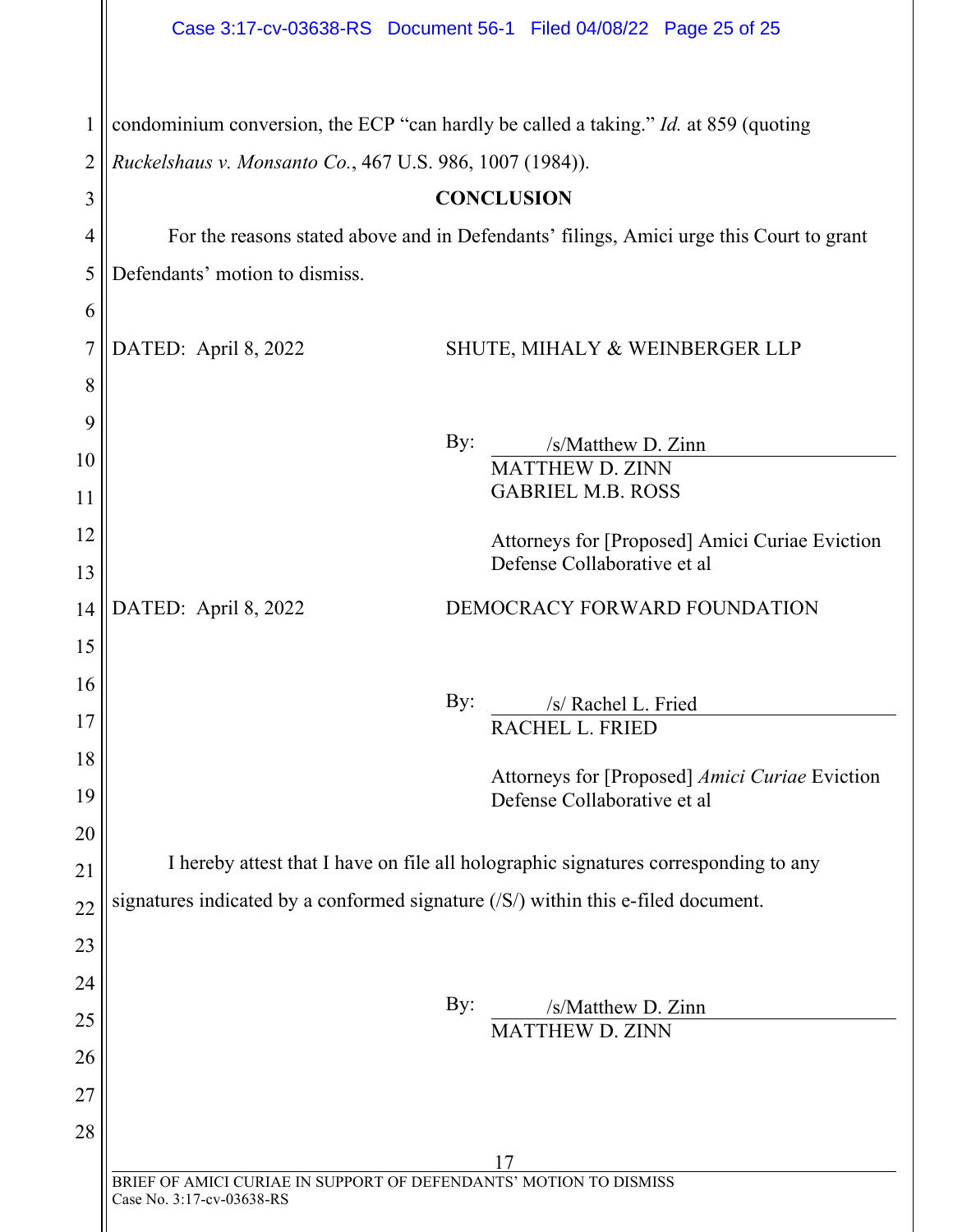condominium conversion, the ECP "can hardly be called a taking." *Id.* at 859 (quoting *Ruckelshaus v. Monsanto Co.*, 467 U.S. 986, 1007 (1984)).

**CONCLUSION**

For the reasons stated above and in Defendants' filings, Amici urge this Court to grant Defendants' motion to dismiss.

DATED: April 8, 2022

SHUTE, MIHALY & WEINBERGER LLP

By: /s/Matthew D. Zinn
MATTHEW D. ZINN
GABRIEL M.B. ROSS

Attorneys for [Proposed] Amici Curiae Eviction Defense Collaborative et al

DATED: April 8, 2022

DEMOCRACY FORWARD FOUNDATION

By: /s/ Rachel L. Fried
RACHEL L. FRIED

Attorneys for [Proposed] *Amici Curiae* Eviction Defense Collaborative et al

I hereby attest that I have on file all holographic signatures corresponding to any signatures indicated by a conformed signature (/S/) within this e-filed document.

By: /s/Matthew D. Zinn
MATTHEW D. ZINN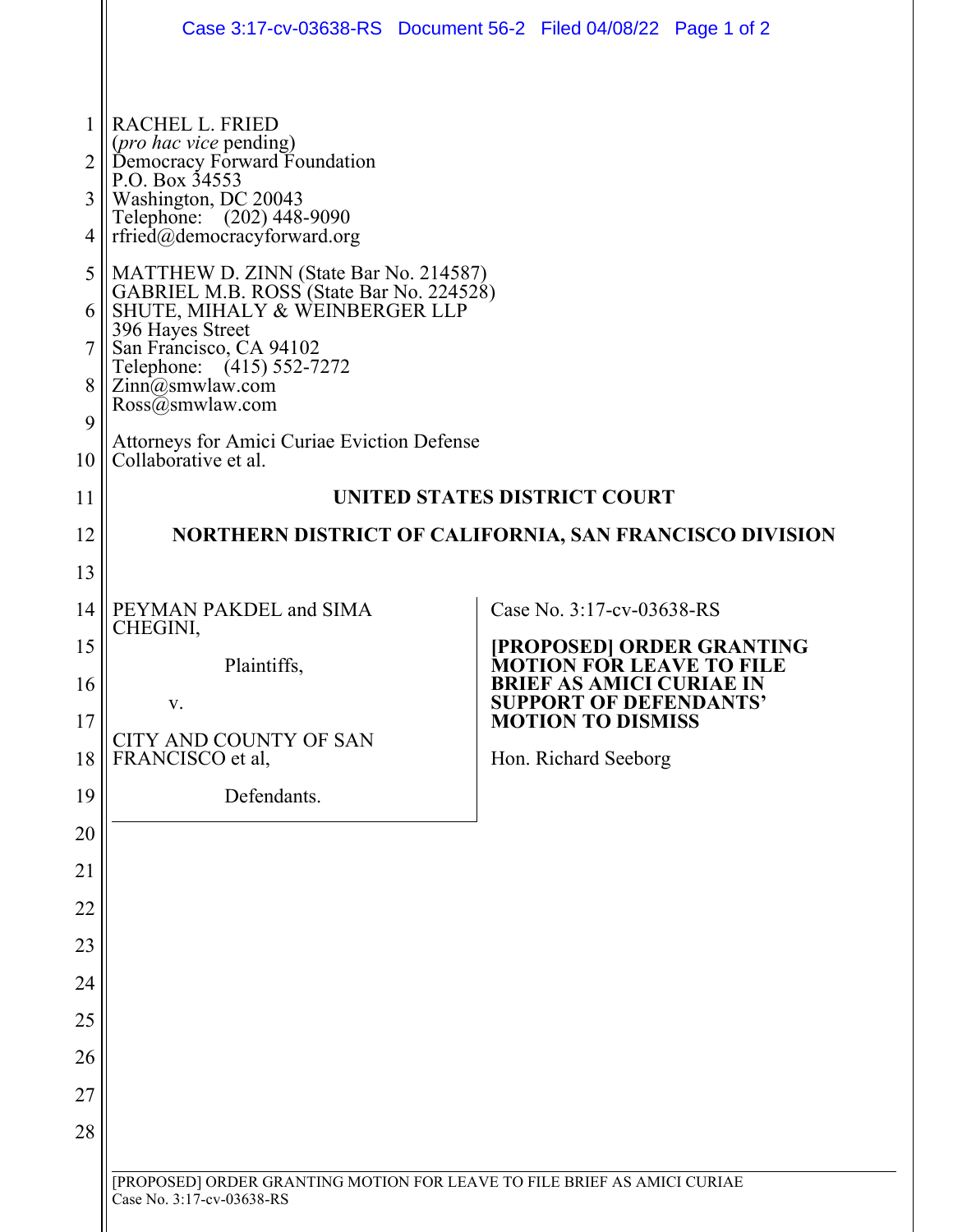RACHEL L. FRIED
(*pro hac vice* pending)
Democracy Forward Foundation
P.O. Box 34553
Washington, DC 20043
Telephone: (202) 448-9090
rfried@democracyforward.org

MATTHEW D. ZINN (State Bar No. 214587)
GABRIEL M.B. ROSS (State Bar No. 224528)
SHUTE, MIHALY & WEINBERGER LLP
396 Hayes Street
San Francisco, CA 94102
Telephone: (415) 552-7272
Zinn@smwlaw.com
Ross@smwlaw.com

Attorneys for Amici Curiae Eviction Defense Collaborative et al.

**UNITED STATES DISTRICT COURT**

**NORTHERN DISTRICT OF CALIFORNIA, SAN FRANCISCO DIVISION**

| | |
|---|---|
| PEYMAN PAKDEL and SIMA CHEGINI,<br><br>Plaintiffs,<br><br>v.<br><br>CITY AND COUNTY OF SAN FRANCISCO et al,<br><br>Defendants. | Case No. 3:17-cv-03638-RS<br><br>**[PROPOSED] ORDER GRANTING MOTION FOR LEAVE TO FILE BRIEF AS AMICI CURIAE IN SUPPORT OF DEFENDANTS' MOTION TO DISMISS**<br><br>Hon. Richard Seeborg |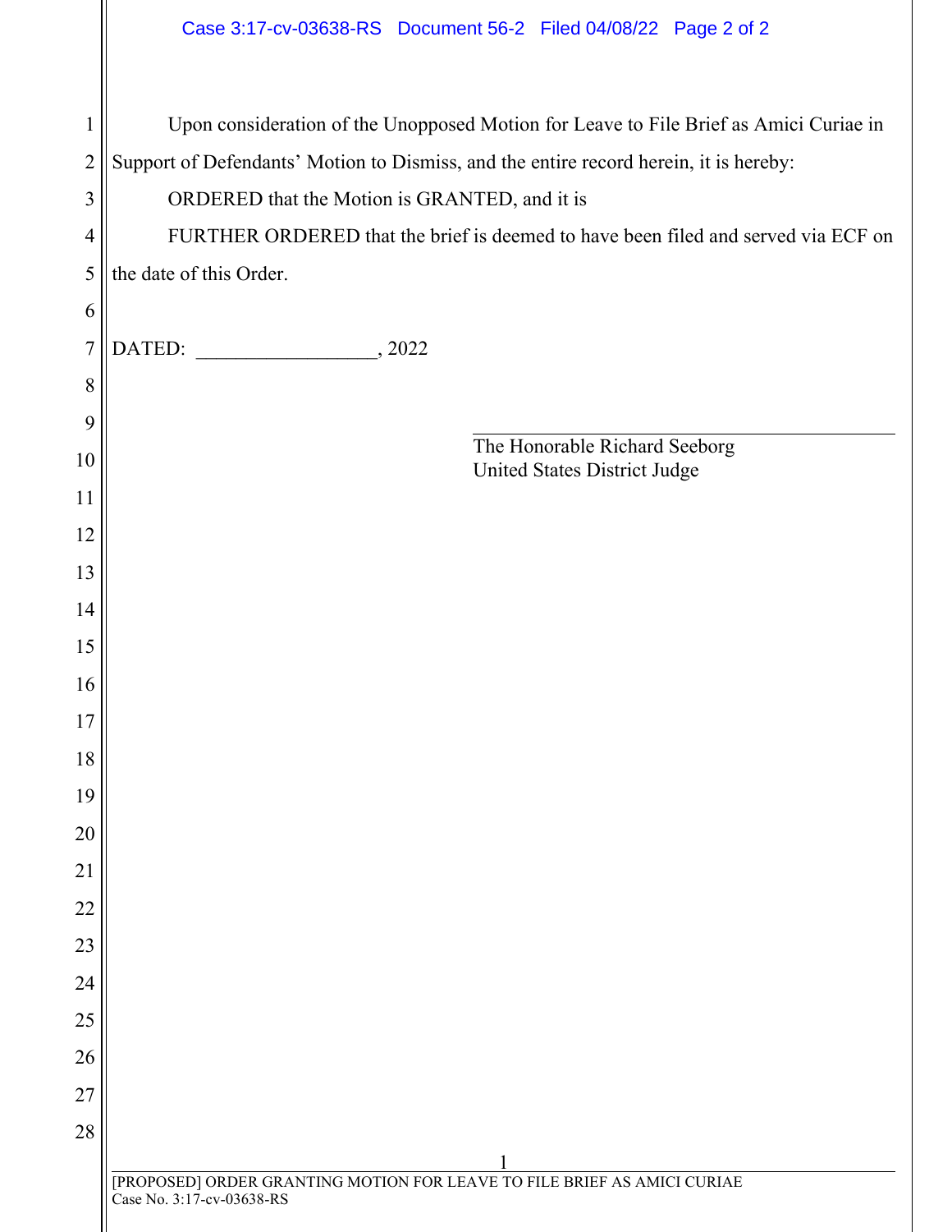Upon consideration of the Unopposed Motion for Leave to File Brief as Amici Curiae in Support of Defendants' Motion to Dismiss, and the entire record herein, it is hereby:

ORDERED that the Motion is GRANTED, and it is

FURTHER ORDERED that the brief is deemed to have been filed and served via ECF on the date of this Order.

DATED: __________________, 2022

______________________________

The Honorable Richard Seeborg
United States District Judge

[PROPOSED] ORDER GRANTING MOTION FOR LEAVE TO FILE BRIEF AS AMICI CURIAE
Case No. 3:17-cv-03638-RS